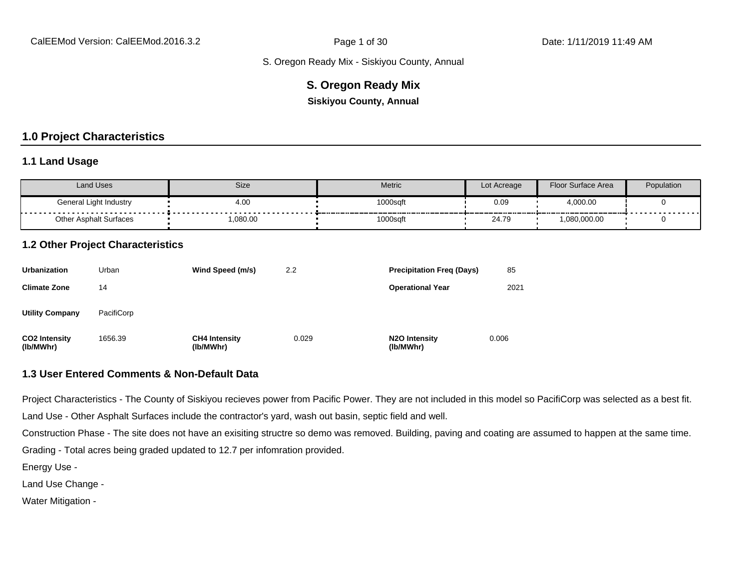# S. Oregon Ready Mix

**Siskiyou County, Annual**

## 1.0 Project Characteristics

### 1.1 Land Usage

| Land Uses | Size | Metric | Lot Acreage | Floor Surface Area | Population |
|---|---|---|---|---|---|
| General Light Industry | 4.00 | 1000sqft | 0.09 | 4,000.00 | 0 |
| Other Asphalt Surfaces | 1,080.00 | 1000sqft | 24.79 | 1,080,000.00 | 0 |

### 1.2 Other Project Characteristics

| | | | | | |
|---|---|---|---|---|---|
| **Urbanization** | Urban | **Wind Speed (m/s)** | 2.2 | **Precipitation Freq (Days)** | 85 |
| **Climate Zone** | 14 | | | **Operational Year** | 2021 |
| **Utility Company** | PacifiCorp | | | | |
| **CO2 Intensity (lb/MWhr)** | 1656.39 | **CH4 Intensity (lb/MWhr)** | 0.029 | **N2O Intensity (lb/MWhr)** | 0.006 |

### 1.3 User Entered Comments & Non-Default Data

Project Characteristics - The County of Siskiyou recieves power from Pacific Power. They are not included in this model so PacifiCorp was selected as a best fit.

Land Use - Other Asphalt Surfaces include the contractor's yard, wash out basin, septic field and well.

Construction Phase - The site does not have an exisiting structre so demo was removed. Building, paving and coating are assumed to happen at the same time.

Grading - Total acres being graded updated to 12.7 per infomration provided.

Energy Use -

Land Use Change -

Water Mitigation -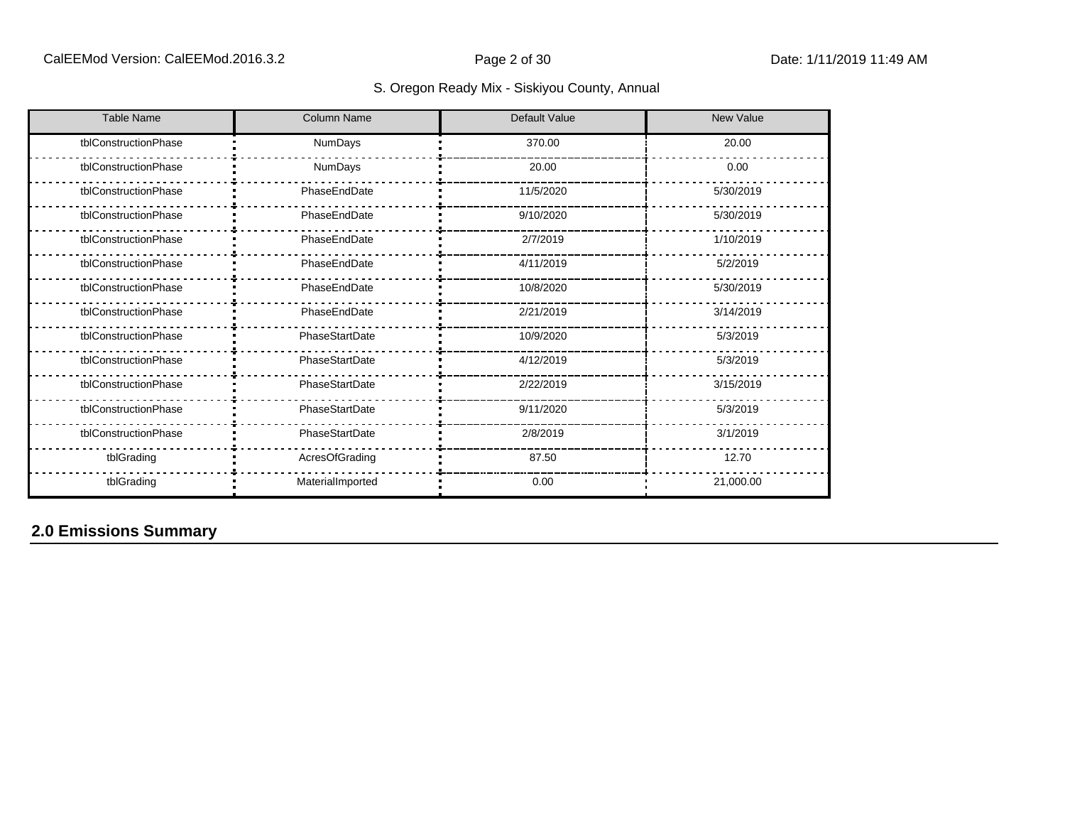| Table Name | Column Name | Default Value | New Value |
|---|---|---|---|
| tblConstructionPhase | NumDays | 370.00 | 20.00 |
| tblConstructionPhase | NumDays | 20.00 | 0.00 |
| tblConstructionPhase | PhaseEndDate | 11/5/2020 | 5/30/2019 |
| tblConstructionPhase | PhaseEndDate | 9/10/2020 | 5/30/2019 |
| tblConstructionPhase | PhaseEndDate | 2/7/2019 | 1/10/2019 |
| tblConstructionPhase | PhaseEndDate | 4/11/2019 | 5/2/2019 |
| tblConstructionPhase | PhaseEndDate | 10/8/2020 | 5/30/2019 |
| tblConstructionPhase | PhaseEndDate | 2/21/2019 | 3/14/2019 |
| tblConstructionPhase | PhaseStartDate | 10/9/2020 | 5/3/2019 |
| tblConstructionPhase | PhaseStartDate | 4/12/2019 | 5/3/2019 |
| tblConstructionPhase | PhaseStartDate | 2/22/2019 | 3/15/2019 |
| tblConstructionPhase | PhaseStartDate | 9/11/2020 | 5/3/2019 |
| tblConstructionPhase | PhaseStartDate | 2/8/2019 | 3/1/2019 |
| tblGrading | AcresOfGrading | 87.50 | 12.70 |
| tblGrading | MaterialImported | 0.00 | 21,000.00 |

## 2.0 Emissions Summary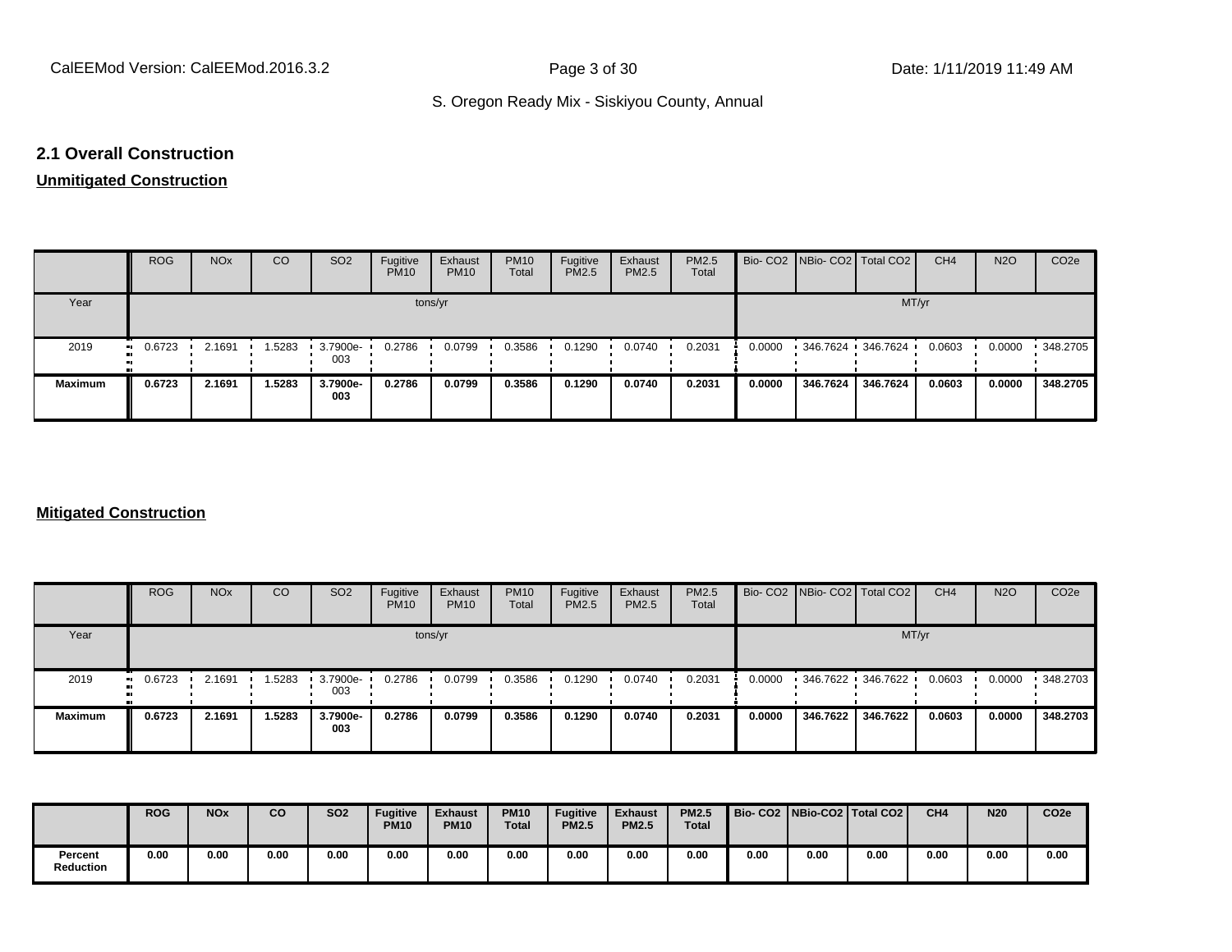## 2.1 Overall Construction

**Unmitigated Construction**

| | ROG | NOx | CO | SO2 | Fugitive PM10 | Exhaust PM10 | PM10 Total | Fugitive PM2.5 | Exhaust PM2.5 | PM2.5 Total | Bio- CO2 | NBio- CO2 | Total CO2 | CH4 | N2O | CO2e |
|---|---|---|---|---|---|---|---|---|---|---|---|---|---|---|---|---|
| Year | tons/yr | | | | | | | | | | MT/yr | | | | | |
| 2019 | 0.6723 | 2.1691 | 1.5283 | 3.7900e-003 | 0.2786 | 0.0799 | 0.3586 | 0.1290 | 0.0740 | 0.2031 | 0.0000 | 346.7624 | 346.7624 | 0.0603 | 0.0000 | 348.2705 |
| **Maximum** | **0.6723** | **2.1691** | **1.5283** | **3.7900e-003** | **0.2786** | **0.0799** | **0.3586** | **0.1290** | **0.0740** | **0.2031** | **0.0000** | **346.7624** | **346.7624** | **0.0603** | **0.0000** | **348.2705** |

**Mitigated Construction**

| | ROG | NOx | CO | SO2 | Fugitive PM10 | Exhaust PM10 | PM10 Total | Fugitive PM2.5 | Exhaust PM2.5 | PM2.5 Total | Bio- CO2 | NBio- CO2 | Total CO2 | CH4 | N2O | CO2e |
|---|---|---|---|---|---|---|---|---|---|---|---|---|---|---|---|---|
| Year | tons/yr | | | | | | | | | | MT/yr | | | | | |
| 2019 | 0.6723 | 2.1691 | 1.5283 | 3.7900e-003 | 0.2786 | 0.0799 | 0.3586 | 0.1290 | 0.0740 | 0.2031 | 0.0000 | 346.7622 | 346.7622 | 0.0603 | 0.0000 | 348.2703 |
| **Maximum** | **0.6723** | **2.1691** | **1.5283** | **3.7900e-003** | **0.2786** | **0.0799** | **0.3586** | **0.1290** | **0.0740** | **0.2031** | **0.0000** | **346.7622** | **346.7622** | **0.0603** | **0.0000** | **348.2703** |

| | **ROG** | **NOx** | **CO** | **SO2** | **Fugitive PM10** | **Exhaust PM10** | **PM10 Total** | **Fugitive PM2.5** | **Exhaust PM2.5** | **PM2.5 Total** | **Bio- CO2** | **NBio-CO2** | **Total CO2** | **CH4** | **N20** | **CO2e** |
|---|---|---|---|---|---|---|---|---|---|---|---|---|---|---|---|---|
| **Percent Reduction** | **0.00** | **0.00** | **0.00** | **0.00** | **0.00** | **0.00** | **0.00** | **0.00** | **0.00** | **0.00** | **0.00** | **0.00** | **0.00** | **0.00** | **0.00** | **0.00** |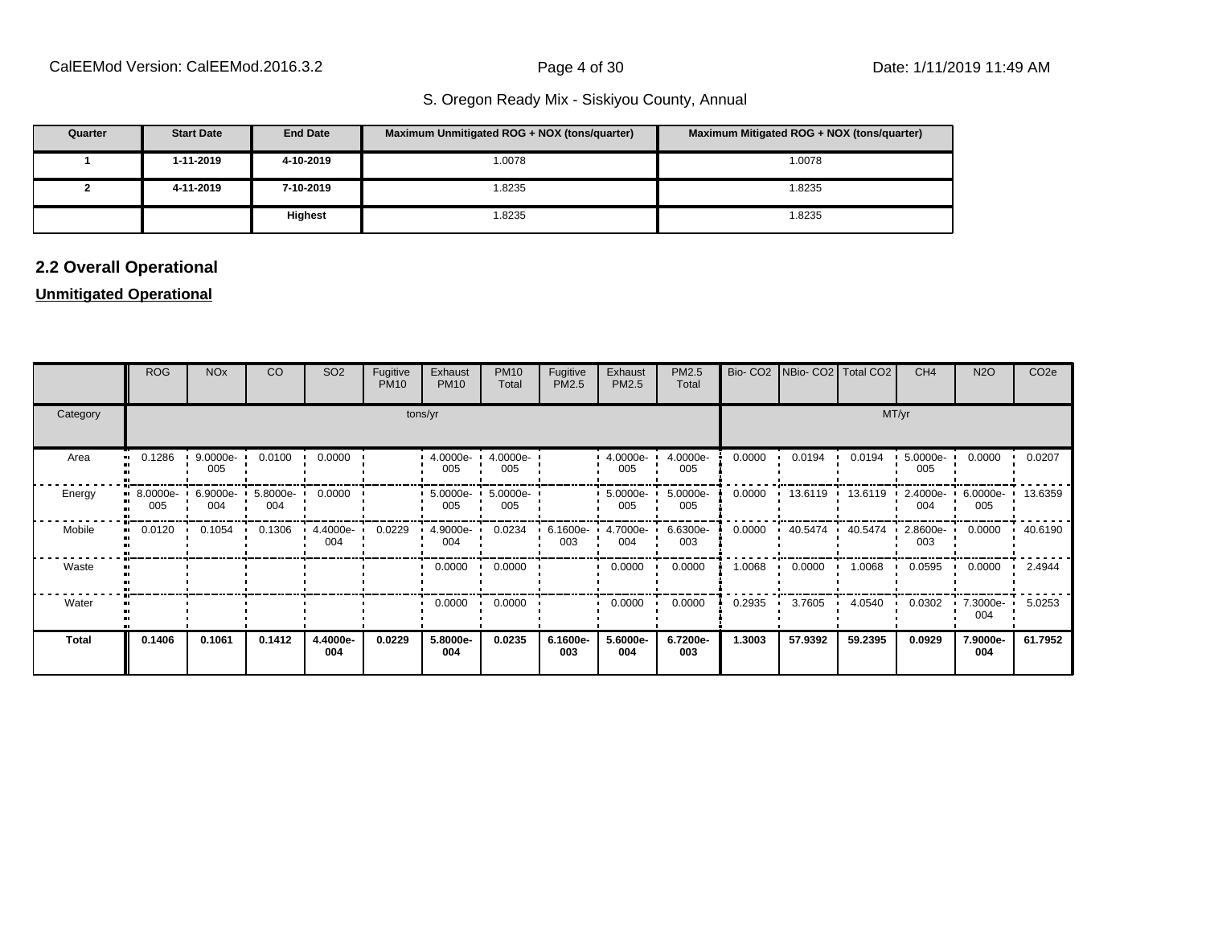| Quarter | Start Date | End Date | Maximum Unmitigated ROG + NOX (tons/quarter) | Maximum Mitigated ROG + NOX (tons/quarter) |
|---|---|---|---|---|
| 1 | 1-11-2019 | 4-10-2019 | 1.0078 | 1.0078 |
| 2 | 4-11-2019 | 7-10-2019 | 1.8235 | 1.8235 |
| | | Highest | 1.8235 | 1.8235 |

## 2.2 Overall Operational

**Unmitigated Operational**

| | ROG | NOx | CO | SO2 | Fugitive PM10 | Exhaust PM10 | PM10 Total | Fugitive PM2.5 | Exhaust PM2.5 | PM2.5 Total | Bio- CO2 | NBio- CO2 | Total CO2 | CH4 | N2O | CO2e |
|---|---|---|---|---|---|---|---|---|---|---|---|---|---|---|---|---|
| Category | tons/yr | | | | | | | | | | MT/yr | | | | | |
| Area | 0.1286 | 9.0000e-005 | 0.0100 | 0.0000 | | 4.0000e-005 | 4.0000e-005 | | 4.0000e-005 | 4.0000e-005 | 0.0000 | 0.0194 | 0.0194 | 5.0000e-005 | 0.0000 | 0.0207 |
| Energy | 8.0000e-005 | 6.9000e-004 | 5.8000e-004 | 0.0000 | | 5.0000e-005 | 5.0000e-005 | | 5.0000e-005 | 5.0000e-005 | 0.0000 | 13.6119 | 13.6119 | 2.4000e-004 | 6.0000e-005 | 13.6359 |
| Mobile | 0.0120 | 0.1054 | 0.1306 | 4.4000e-004 | 0.0229 | 4.9000e-004 | 0.0234 | 6.1600e-003 | 4.7000e-004 | 6.6300e-003 | 0.0000 | 40.5474 | 40.5474 | 2.8600e-003 | 0.0000 | 40.6190 |
| Waste | | | | | | 0.0000 | 0.0000 | | 0.0000 | 0.0000 | 1.0068 | 0.0000 | 1.0068 | 0.0595 | 0.0000 | 2.4944 |
| Water | | | | | | 0.0000 | 0.0000 | | 0.0000 | 0.0000 | 0.2935 | 3.7605 | 4.0540 | 0.0302 | 7.3000e-004 | 5.0253 |
| **Total** | **0.1406** | **0.1061** | **0.1412** | **4.4000e-004** | **0.0229** | **5.8000e-004** | **0.0235** | **6.1600e-003** | **5.6000e-004** | **6.7200e-003** | **1.3003** | **57.9392** | **59.2395** | **0.0929** | **7.9000e-004** | **61.7952** |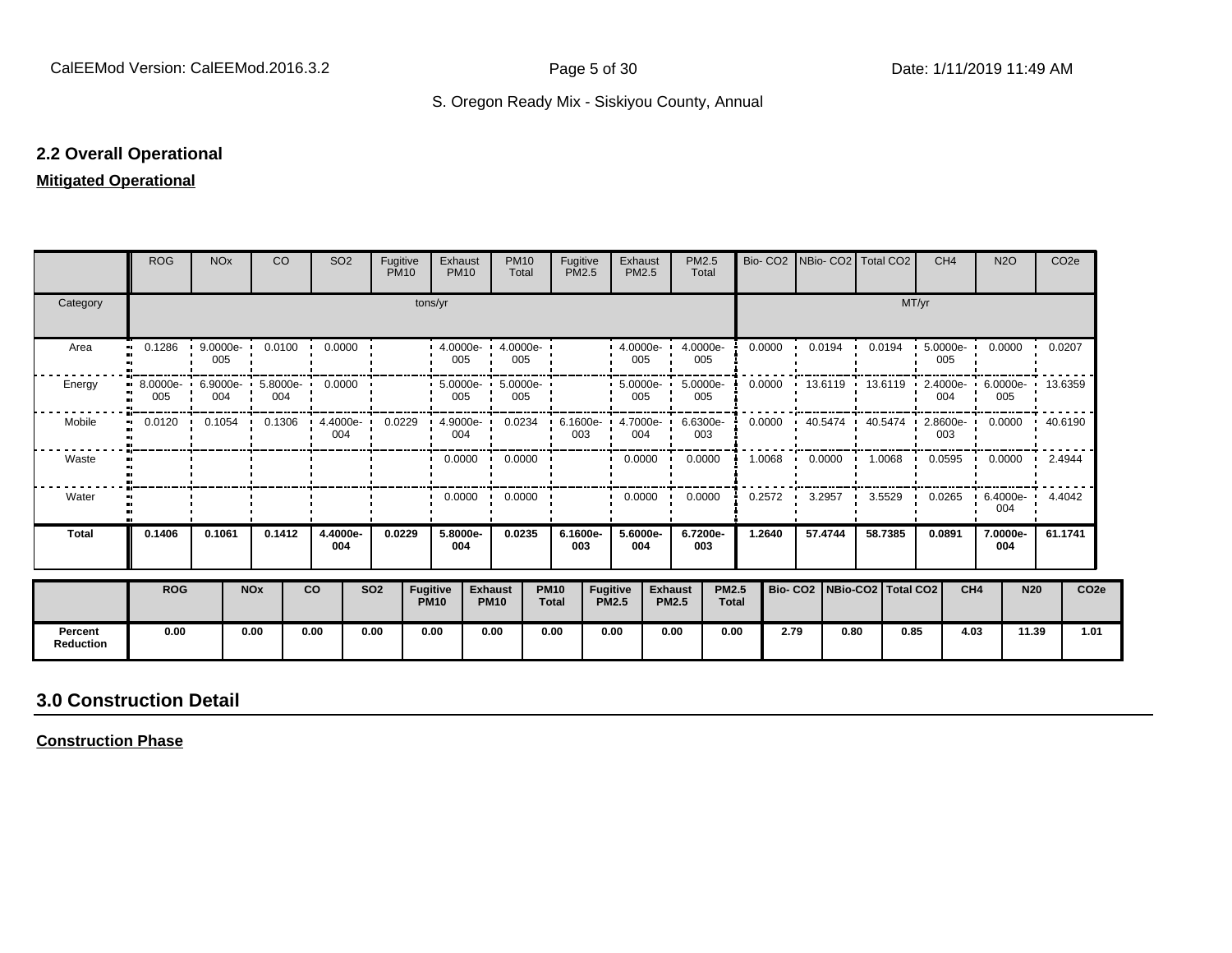## 2.2 Overall Operational

**Mitigated Operational**

| | ROG | NOx | CO | SO2 | Fugitive PM10 | Exhaust PM10 | PM10 Total | Fugitive PM2.5 | Exhaust PM2.5 | PM2.5 Total | Bio- CO2 | NBio- CO2 | Total CO2 | CH4 | N2O | CO2e |
|---|---|---|---|---|---|---|---|---|---|---|---|---|---|---|---|---|
| Category | tons/yr | | | | | | | | | | MT/yr | | | | | |
| Area | 0.1286 | 9.0000e-005 | 0.0100 | 0.0000 | | 4.0000e-005 | 4.0000e-005 | | 4.0000e-005 | 4.0000e-005 | 0.0000 | 0.0194 | 0.0194 | 5.0000e-005 | 0.0000 | 0.0207 |
| Energy | 8.0000e-005 | 6.9000e-004 | 5.8000e-004 | 0.0000 | | 5.0000e-005 | 5.0000e-005 | | 5.0000e-005 | 5.0000e-005 | 0.0000 | 13.6119 | 13.6119 | 2.4000e-004 | 6.0000e-005 | 13.6359 |
| Mobile | 0.0120 | 0.1054 | 0.1306 | 4.4000e-004 | 0.0229 | 4.9000e-004 | 0.0234 | 6.1600e-003 | 4.7000e-004 | 6.6300e-003 | 0.0000 | 40.5474 | 40.5474 | 2.8600e-003 | 0.0000 | 40.6190 |
| Waste | | | | | | 0.0000 | 0.0000 | | 0.0000 | 0.0000 | 1.0068 | 0.0000 | 1.0068 | 0.0595 | 0.0000 | 2.4944 |
| Water | | | | | | 0.0000 | 0.0000 | | 0.0000 | 0.0000 | 0.2572 | 3.2957 | 3.5529 | 0.0265 | 6.4000e-004 | 4.4042 |
| **Total** | **0.1406** | **0.1061** | **0.1412** | **4.4000e-004** | **0.0229** | **5.8000e-004** | **0.0235** | **6.1600e-003** | **5.6000e-004** | **6.7200e-003** | **1.2640** | **57.4744** | **58.7385** | **0.0891** | **7.0000e-004** | **61.1741** |

| | ROG | NOx | CO | SO2 | Fugitive PM10 | Exhaust PM10 | PM10 Total | Fugitive PM2.5 | Exhaust PM2.5 | PM2.5 Total | Bio- CO2 | NBio-CO2 | Total CO2 | CH4 | N20 | CO2e |
|---|---|---|---|---|---|---|---|---|---|---|---|---|---|---|---|---|
| **Percent Reduction** | 0.00 | 0.00 | 0.00 | 0.00 | 0.00 | 0.00 | 0.00 | 0.00 | 0.00 | 0.00 | 2.79 | 0.80 | 0.85 | 4.03 | 11.39 | 1.01 |

# 3.0 Construction Detail

**Construction Phase**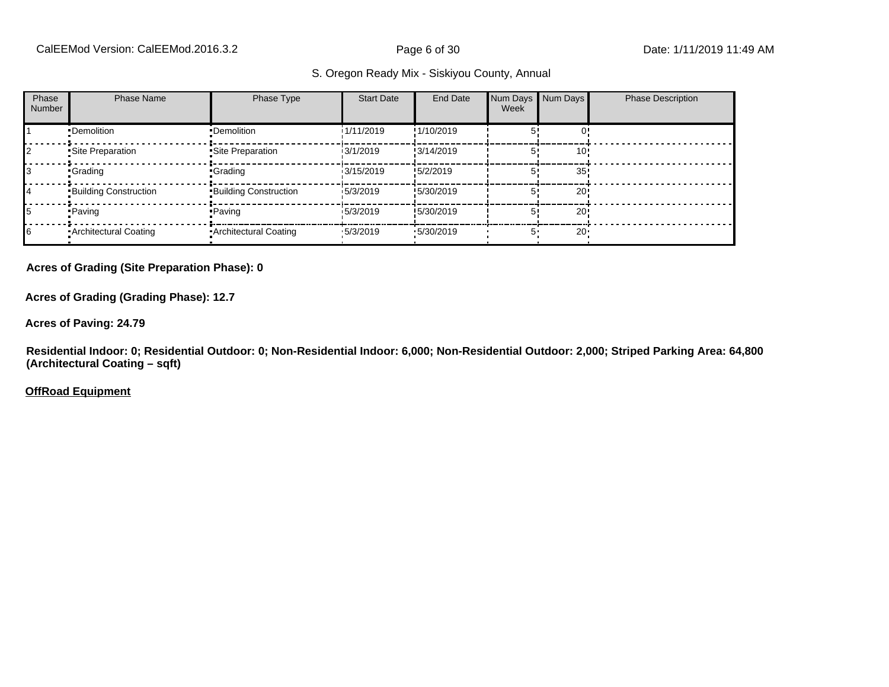| Phase Number | Phase Name | Phase Type | Start Date | End Date | Num Days Week | Num Days | Phase Description |
|---|---|---|---|---|---|---|---|
| 1 | Demolition | Demolition | 1/11/2019 | 1/10/2019 | 5 | 0 | |
| 2 | Site Preparation | Site Preparation | 3/1/2019 | 3/14/2019 | 5 | 10 | |
| 3 | Grading | Grading | 3/15/2019 | 5/2/2019 | 5 | 35 | |
| 4 | Building Construction | Building Construction | 5/3/2019 | 5/30/2019 | 5 | 20 | |
| 5 | Paving | Paving | 5/3/2019 | 5/30/2019 | 5 | 20 | |
| 6 | Architectural Coating | Architectural Coating | 5/3/2019 | 5/30/2019 | 5 | 20 | |

**Acres of Grading (Site Preparation Phase): 0**

**Acres of Grading (Grading Phase): 12.7**

**Acres of Paving: 24.79**

**Residential Indoor: 0; Residential Outdoor: 0; Non-Residential Indoor: 6,000; Non-Residential Outdoor: 2,000; Striped Parking Area: 64,800 (Architectural Coating – sqft)**

**OffRoad Equipment**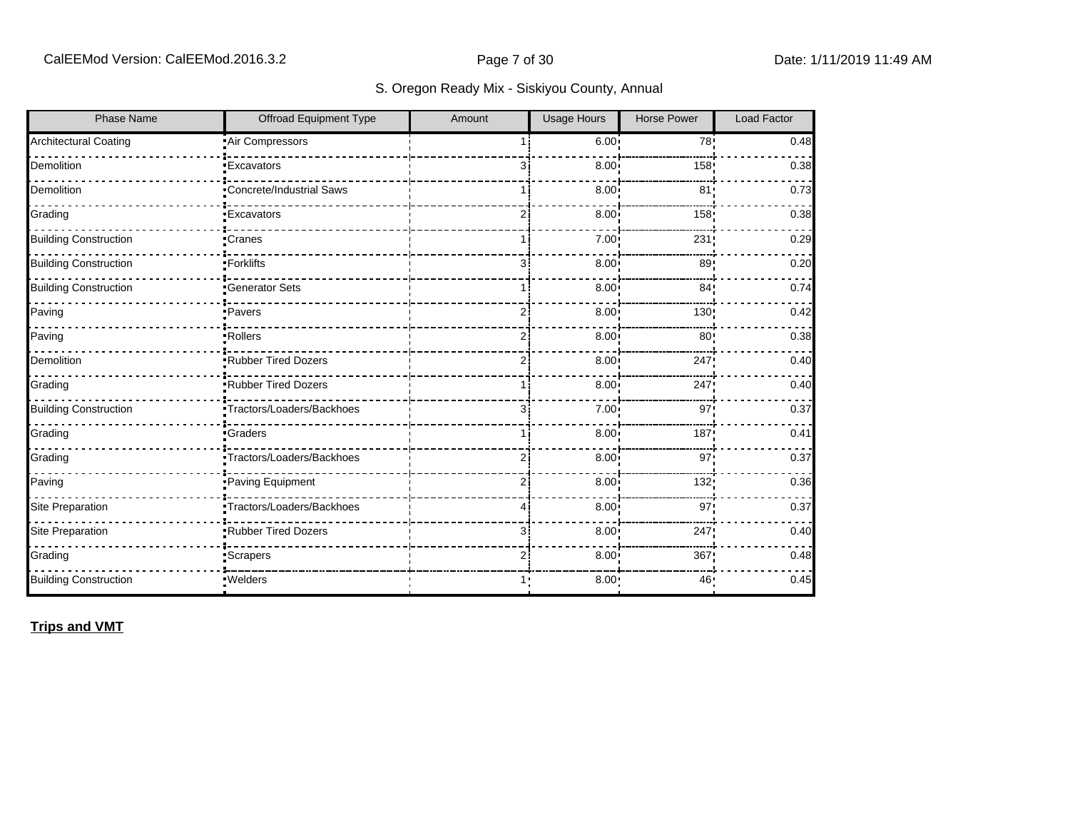| Phase Name | Offroad Equipment Type | Amount | Usage Hours | Horse Power | Load Factor |
|---|---|---|---|---|---|
| Architectural Coating | Air Compressors | 1 | 6.00 | 78 | 0.48 |
| Demolition | Excavators | 3 | 8.00 | 158 | 0.38 |
| Demolition | Concrete/Industrial Saws | 1 | 8.00 | 81 | 0.73 |
| Grading | Excavators | 2 | 8.00 | 158 | 0.38 |
| Building Construction | Cranes | 1 | 7.00 | 231 | 0.29 |
| Building Construction | Forklifts | 3 | 8.00 | 89 | 0.20 |
| Building Construction | Generator Sets | 1 | 8.00 | 84 | 0.74 |
| Paving | Pavers | 2 | 8.00 | 130 | 0.42 |
| Paving | Rollers | 2 | 8.00 | 80 | 0.38 |
| Demolition | Rubber Tired Dozers | 2 | 8.00 | 247 | 0.40 |
| Grading | Rubber Tired Dozers | 1 | 8.00 | 247 | 0.40 |
| Building Construction | Tractors/Loaders/Backhoes | 3 | 7.00 | 97 | 0.37 |
| Grading | Graders | 1 | 8.00 | 187 | 0.41 |
| Grading | Tractors/Loaders/Backhoes | 2 | 8.00 | 97 | 0.37 |
| Paving | Paving Equipment | 2 | 8.00 | 132 | 0.36 |
| Site Preparation | Tractors/Loaders/Backhoes | 4 | 8.00 | 97 | 0.37 |
| Site Preparation | Rubber Tired Dozers | 3 | 8.00 | 247 | 0.40 |
| Grading | Scrapers | 2 | 8.00 | 367 | 0.48 |
| Building Construction | Welders | 1 | 8.00 | 46 | 0.45 |

**Trips and VMT**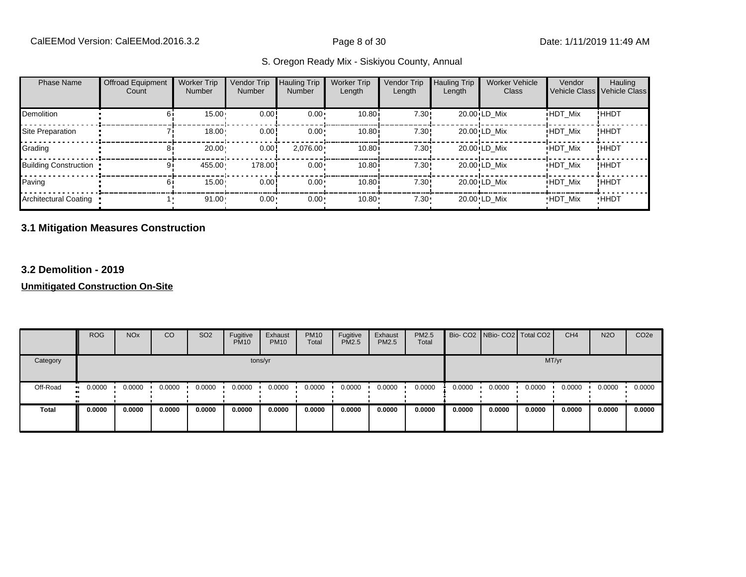S. Oregon Ready Mix - Siskiyou County, Annual

| Phase Name | Offroad Equipment Count | Worker Trip Number | Vendor Trip Number | Hauling Trip Number | Worker Trip Length | Vendor Trip Length | Hauling Trip Length | Worker Vehicle Class | Vendor Vehicle Class | Hauling Vehicle Class |
|---|---|---|---|---|---|---|---|---|---|---|
| Demolition | 6 | 15.00 | 0.00 | 0.00 | 10.80 | 7.30 | 20.00 | LD_Mix | HDT_Mix | HHDT |
| Site Preparation | 7 | 18.00 | 0.00 | 0.00 | 10.80 | 7.30 | 20.00 | LD_Mix | HDT_Mix | HHDT |
| Grading | 8 | 20.00 | 0.00 | 2,076.00 | 10.80 | 7.30 | 20.00 | LD_Mix | HDT_Mix | HHDT |
| Building Construction | 9 | 455.00 | 178.00 | 0.00 | 10.80 | 7.30 | 20.00 | LD_Mix | HDT_Mix | HHDT |
| Paving | 6 | 15.00 | 0.00 | 0.00 | 10.80 | 7.30 | 20.00 | LD_Mix | HDT_Mix | HHDT |
| Architectural Coating | 1 | 91.00 | 0.00 | 0.00 | 10.80 | 7.30 | 20.00 | LD_Mix | HDT_Mix | HHDT |

### 3.1 Mitigation Measures Construction

### 3.2 Demolition - 2019

**Unmitigated Construction On-Site**

| | ROG | NOx | CO | SO2 | Fugitive PM10 | Exhaust PM10 | PM10 Total | Fugitive PM2.5 | Exhaust PM2.5 | PM2.5 Total | Bio- CO2 | NBio- CO2 | Total CO2 | CH4 | N2O | CO2e |
|---|---|---|---|---|---|---|---|---|---|---|---|---|---|---|---|---|
| Category | tons/yr | | | | | | | | | | MT/yr | | | | | |
| Off-Road | 0.0000 | 0.0000 | 0.0000 | 0.0000 | 0.0000 | 0.0000 | 0.0000 | 0.0000 | 0.0000 | 0.0000 | 0.0000 | 0.0000 | 0.0000 | 0.0000 | 0.0000 | 0.0000 |
| **Total** | **0.0000** | **0.0000** | **0.0000** | **0.0000** | **0.0000** | **0.0000** | **0.0000** | **0.0000** | **0.0000** | **0.0000** | **0.0000** | **0.0000** | **0.0000** | **0.0000** | **0.0000** | **0.0000** |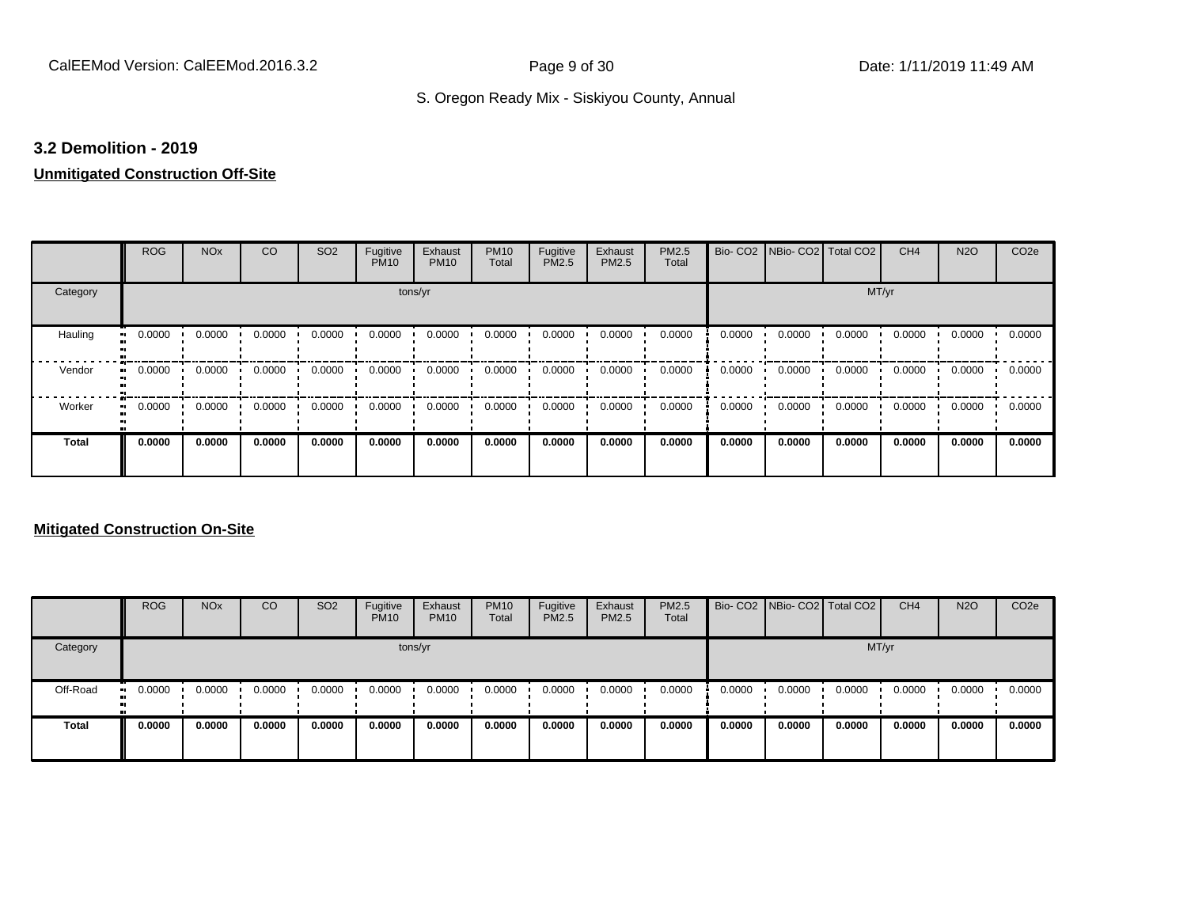## 3.2 Demolition - 2019

**Unmitigated Construction Off-Site**

| | ROG | NOx | CO | SO2 | Fugitive PM10 | Exhaust PM10 | PM10 Total | Fugitive PM2.5 | Exhaust PM2.5 | PM2.5 Total | Bio- CO2 | NBio- CO2 | Total CO2 | CH4 | N2O | CO2e |
|---|---|---|---|---|---|---|---|---|---|---|---|---|---|---|---|---|
| Category | | | | | | tons/yr | | | | | | | | MT/yr | | |
| Hauling | 0.0000 | 0.0000 | 0.0000 | 0.0000 | 0.0000 | 0.0000 | 0.0000 | 0.0000 | 0.0000 | 0.0000 | 0.0000 | 0.0000 | 0.0000 | 0.0000 | 0.0000 | 0.0000 |
| Vendor | 0.0000 | 0.0000 | 0.0000 | 0.0000 | 0.0000 | 0.0000 | 0.0000 | 0.0000 | 0.0000 | 0.0000 | 0.0000 | 0.0000 | 0.0000 | 0.0000 | 0.0000 | 0.0000 |
| Worker | 0.0000 | 0.0000 | 0.0000 | 0.0000 | 0.0000 | 0.0000 | 0.0000 | 0.0000 | 0.0000 | 0.0000 | 0.0000 | 0.0000 | 0.0000 | 0.0000 | 0.0000 | 0.0000 |
| **Total** | **0.0000** | **0.0000** | **0.0000** | **0.0000** | **0.0000** | **0.0000** | **0.0000** | **0.0000** | **0.0000** | **0.0000** | **0.0000** | **0.0000** | **0.0000** | **0.0000** | **0.0000** | **0.0000** |

**Mitigated Construction On-Site**

| | ROG | NOx | CO | SO2 | Fugitive PM10 | Exhaust PM10 | PM10 Total | Fugitive PM2.5 | Exhaust PM2.5 | PM2.5 Total | Bio- CO2 | NBio- CO2 | Total CO2 | CH4 | N2O | CO2e |
|---|---|---|---|---|---|---|---|---|---|---|---|---|---|---|---|---|
| Category | | | | | | tons/yr | | | | | | | | MT/yr | | |
| Off-Road | 0.0000 | 0.0000 | 0.0000 | 0.0000 | 0.0000 | 0.0000 | 0.0000 | 0.0000 | 0.0000 | 0.0000 | 0.0000 | 0.0000 | 0.0000 | 0.0000 | 0.0000 | 0.0000 |
| **Total** | **0.0000** | **0.0000** | **0.0000** | **0.0000** | **0.0000** | **0.0000** | **0.0000** | **0.0000** | **0.0000** | **0.0000** | **0.0000** | **0.0000** | **0.0000** | **0.0000** | **0.0000** | **0.0000** |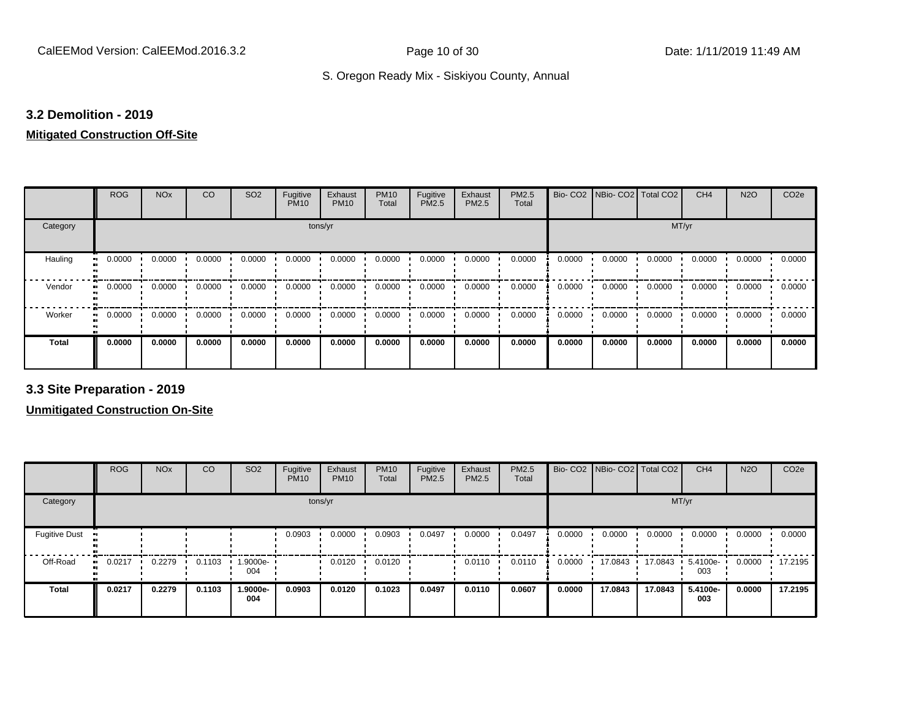## 3.2 Demolition - 2019

**Mitigated Construction Off-Site**

| | ROG | NOx | CO | SO2 | Fugitive PM10 | Exhaust PM10 | PM10 Total | Fugitive PM2.5 | Exhaust PM2.5 | PM2.5 Total | Bio- CO2 | NBio- CO2 | Total CO2 | CH4 | N2O | CO2e |
|---|---|---|---|---|---|---|---|---|---|---|---|---|---|---|---|---|
| Category | tons/yr | | | | | | | | | | MT/yr | | | | | |
| Hauling | 0.0000 | 0.0000 | 0.0000 | 0.0000 | 0.0000 | 0.0000 | 0.0000 | 0.0000 | 0.0000 | 0.0000 | 0.0000 | 0.0000 | 0.0000 | 0.0000 | 0.0000 | 0.0000 |
| Vendor | 0.0000 | 0.0000 | 0.0000 | 0.0000 | 0.0000 | 0.0000 | 0.0000 | 0.0000 | 0.0000 | 0.0000 | 0.0000 | 0.0000 | 0.0000 | 0.0000 | 0.0000 | 0.0000 |
| Worker | 0.0000 | 0.0000 | 0.0000 | 0.0000 | 0.0000 | 0.0000 | 0.0000 | 0.0000 | 0.0000 | 0.0000 | 0.0000 | 0.0000 | 0.0000 | 0.0000 | 0.0000 | 0.0000 |
| **Total** | **0.0000** | **0.0000** | **0.0000** | **0.0000** | **0.0000** | **0.0000** | **0.0000** | **0.0000** | **0.0000** | **0.0000** | **0.0000** | **0.0000** | **0.0000** | **0.0000** | **0.0000** | **0.0000** |

## 3.3 Site Preparation - 2019

**Unmitigated Construction On-Site**

| | ROG | NOx | CO | SO2 | Fugitive PM10 | Exhaust PM10 | PM10 Total | Fugitive PM2.5 | Exhaust PM2.5 | PM2.5 Total | Bio- CO2 | NBio- CO2 | Total CO2 | CH4 | N2O | CO2e |
|---|---|---|---|---|---|---|---|---|---|---|---|---|---|---|---|---|
| Category | tons/yr | | | | | | | | | | MT/yr | | | | | |
| Fugitive Dust | | | | | 0.0903 | 0.0000 | 0.0903 | 0.0497 | 0.0000 | 0.0497 | 0.0000 | 0.0000 | 0.0000 | 0.0000 | 0.0000 | 0.0000 |
| Off-Road | 0.0217 | 0.2279 | 0.1103 | 1.9000e-004 | | 0.0120 | 0.0120 | | 0.0110 | 0.0110 | 0.0000 | 17.0843 | 17.0843 | 5.4100e-003 | 0.0000 | 17.2195 |
| **Total** | **0.0217** | **0.2279** | **0.1103** | **1.9000e-004** | **0.0903** | **0.0120** | **0.1023** | **0.0497** | **0.0110** | **0.0607** | **0.0000** | **17.0843** | **17.0843** | **5.4100e-003** | **0.0000** | **17.2195** |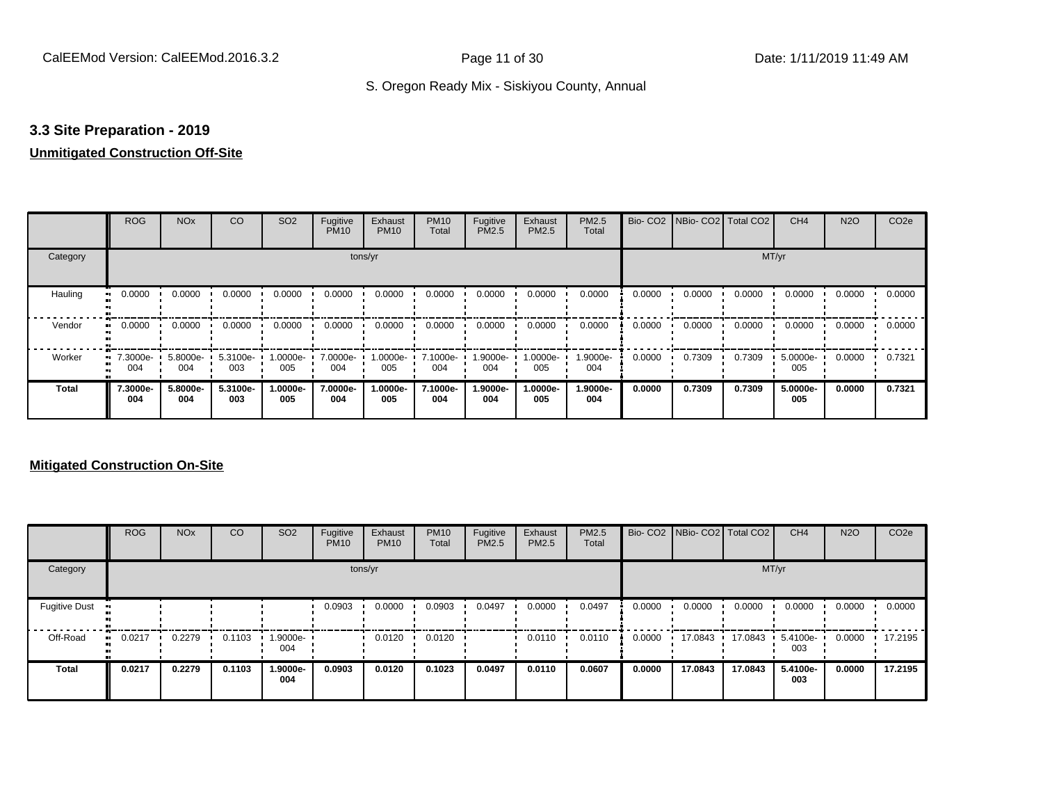### 3.3 Site Preparation - 2019

**Unmitigated Construction Off-Site**

| | ROG | NOx | CO | SO2 | Fugitive PM10 | Exhaust PM10 | PM10 Total | Fugitive PM2.5 | Exhaust PM2.5 | PM2.5 Total | Bio- CO2 | NBio- CO2 | Total CO2 | CH4 | N2O | CO2e |
|---|---|---|---|---|---|---|---|---|---|---|---|---|---|---|---|---|
| Category | tons/yr | | | | | | | | | | MT/yr | | | | | |
| Hauling | 0.0000 | 0.0000 | 0.0000 | 0.0000 | 0.0000 | 0.0000 | 0.0000 | 0.0000 | 0.0000 | 0.0000 | 0.0000 | 0.0000 | 0.0000 | 0.0000 | 0.0000 | 0.0000 |
| Vendor | 0.0000 | 0.0000 | 0.0000 | 0.0000 | 0.0000 | 0.0000 | 0.0000 | 0.0000 | 0.0000 | 0.0000 | 0.0000 | 0.0000 | 0.0000 | 0.0000 | 0.0000 | 0.0000 |
| Worker | 7.3000e-004 | 5.8000e-004 | 5.3100e-003 | 1.0000e-005 | 7.0000e-004 | 1.0000e-005 | 7.1000e-004 | 1.9000e-004 | 1.0000e-005 | 1.9000e-004 | 0.0000 | 0.7309 | 0.7309 | 5.0000e-005 | 0.0000 | 0.7321 |
| **Total** | **7.3000e-004** | **5.8000e-004** | **5.3100e-003** | **1.0000e-005** | **7.0000e-004** | **1.0000e-005** | **7.1000e-004** | **1.9000e-004** | **1.0000e-005** | **1.9000e-004** | **0.0000** | **0.7309** | **0.7309** | **5.0000e-005** | **0.0000** | **0.7321** |

**Mitigated Construction On-Site**

| | ROG | NOx | CO | SO2 | Fugitive PM10 | Exhaust PM10 | PM10 Total | Fugitive PM2.5 | Exhaust PM2.5 | PM2.5 Total | Bio- CO2 | NBio- CO2 | Total CO2 | CH4 | N2O | CO2e |
|---|---|---|---|---|---|---|---|---|---|---|---|---|---|---|---|---|
| Category | tons/yr | | | | | | | | | | MT/yr | | | | | |
| Fugitive Dust | | | | | 0.0903 | 0.0000 | 0.0903 | 0.0497 | 0.0000 | 0.0497 | 0.0000 | 0.0000 | 0.0000 | 0.0000 | 0.0000 | 0.0000 |
| Off-Road | 0.0217 | 0.2279 | 0.1103 | 1.9000e-004 | | 0.0120 | 0.0120 | | 0.0110 | 0.0110 | 0.0000 | 17.0843 | 17.0843 | 5.4100e-003 | 0.0000 | 17.2195 |
| **Total** | **0.0217** | **0.2279** | **0.1103** | **1.9000e-004** | **0.0903** | **0.0120** | **0.1023** | **0.0497** | **0.0110** | **0.0607** | **0.0000** | **17.0843** | **17.0843** | **5.4100e-003** | **0.0000** | **17.2195** |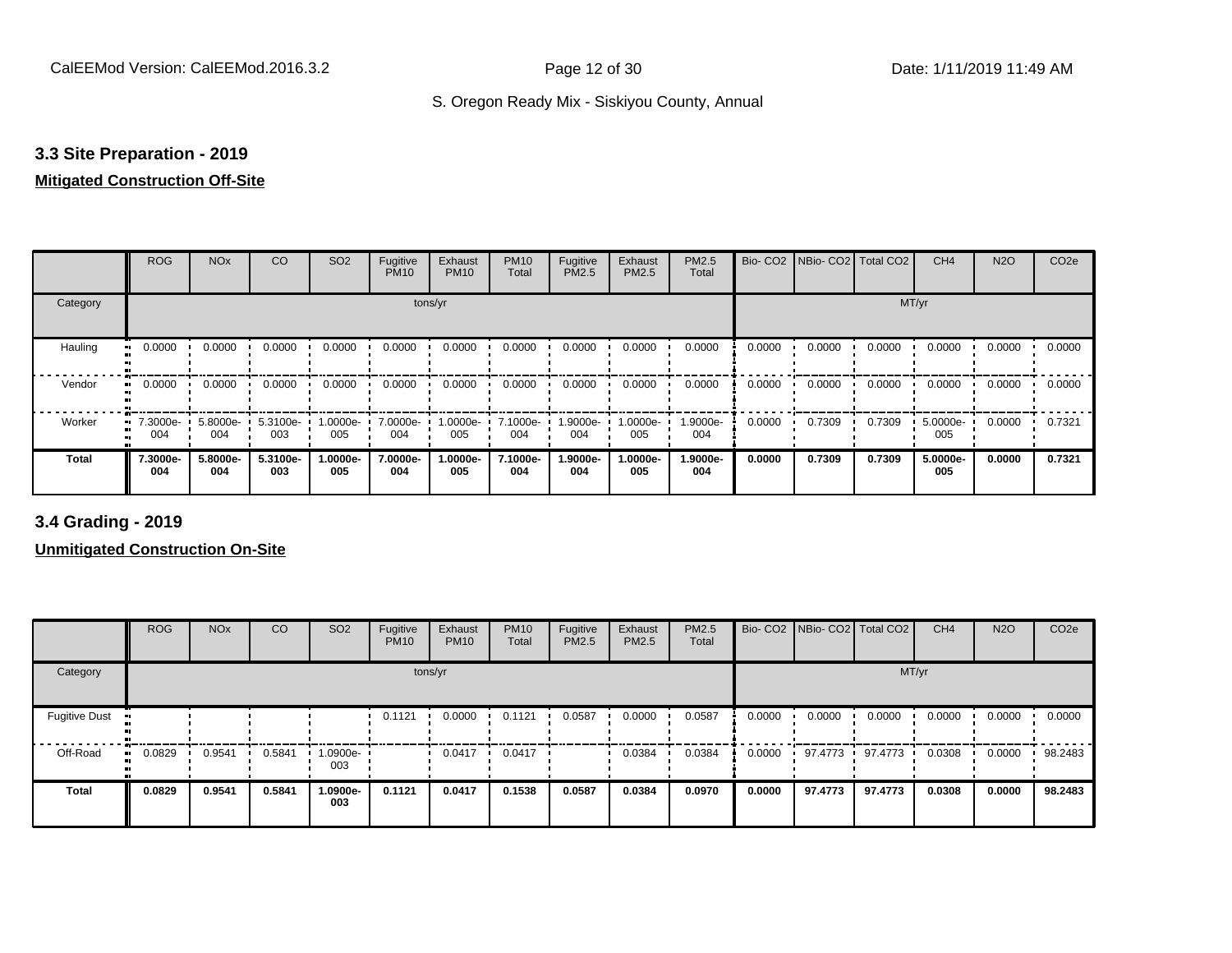## 3.3 Site Preparation - 2019

**Mitigated Construction Off-Site**

| | ROG | NOx | CO | SO2 | Fugitive PM10 | Exhaust PM10 | PM10 Total | Fugitive PM2.5 | Exhaust PM2.5 | PM2.5 Total | Bio- CO2 | NBio- CO2 | Total CO2 | CH4 | N2O | CO2e |
|---|---|---|---|---|---|---|---|---|---|---|---|---|---|---|---|---|
| Category | tons/yr | | | | | | | | | | MT/yr | | | | | |
| Hauling | 0.0000 | 0.0000 | 0.0000 | 0.0000 | 0.0000 | 0.0000 | 0.0000 | 0.0000 | 0.0000 | 0.0000 | 0.0000 | 0.0000 | 0.0000 | 0.0000 | 0.0000 | 0.0000 |
| Vendor | 0.0000 | 0.0000 | 0.0000 | 0.0000 | 0.0000 | 0.0000 | 0.0000 | 0.0000 | 0.0000 | 0.0000 | 0.0000 | 0.0000 | 0.0000 | 0.0000 | 0.0000 | 0.0000 |
| Worker | 7.3000e-004 | 5.8000e-004 | 5.3100e-003 | 1.0000e-005 | 7.0000e-004 | 1.0000e-005 | 7.1000e-004 | 1.9000e-004 | 1.0000e-005 | 1.9000e-004 | 0.0000 | 0.7309 | 0.7309 | 5.0000e-005 | 0.0000 | 0.7321 |
| **Total** | **7.3000e-004** | **5.8000e-004** | **5.3100e-003** | **1.0000e-005** | **7.0000e-004** | **1.0000e-005** | **7.1000e-004** | **1.9000e-004** | **1.0000e-005** | **1.9000e-004** | **0.0000** | **0.7309** | **0.7309** | **5.0000e-005** | **0.0000** | **0.7321** |

## 3.4 Grading - 2019

**Unmitigated Construction On-Site**

| | ROG | NOx | CO | SO2 | Fugitive PM10 | Exhaust PM10 | PM10 Total | Fugitive PM2.5 | Exhaust PM2.5 | PM2.5 Total | Bio- CO2 | NBio- CO2 | Total CO2 | CH4 | N2O | CO2e |
|---|---|---|---|---|---|---|---|---|---|---|---|---|---|---|---|---|
| Category | tons/yr | | | | | | | | | | MT/yr | | | | | |
| Fugitive Dust | | | | | 0.1121 | 0.0000 | 0.1121 | 0.0587 | 0.0000 | 0.0587 | 0.0000 | 0.0000 | 0.0000 | 0.0000 | 0.0000 | 0.0000 |
| Off-Road | 0.0829 | 0.9541 | 0.5841 | 1.0900e-003 | | 0.0417 | 0.0417 | | 0.0384 | 0.0384 | 0.0000 | 97.4773 | 97.4773 | 0.0308 | 0.0000 | 98.2483 |
| **Total** | **0.0829** | **0.9541** | **0.5841** | **1.0900e-003** | **0.1121** | **0.0417** | **0.1538** | **0.0587** | **0.0384** | **0.0970** | **0.0000** | **97.4773** | **97.4773** | **0.0308** | **0.0000** | **98.2483** |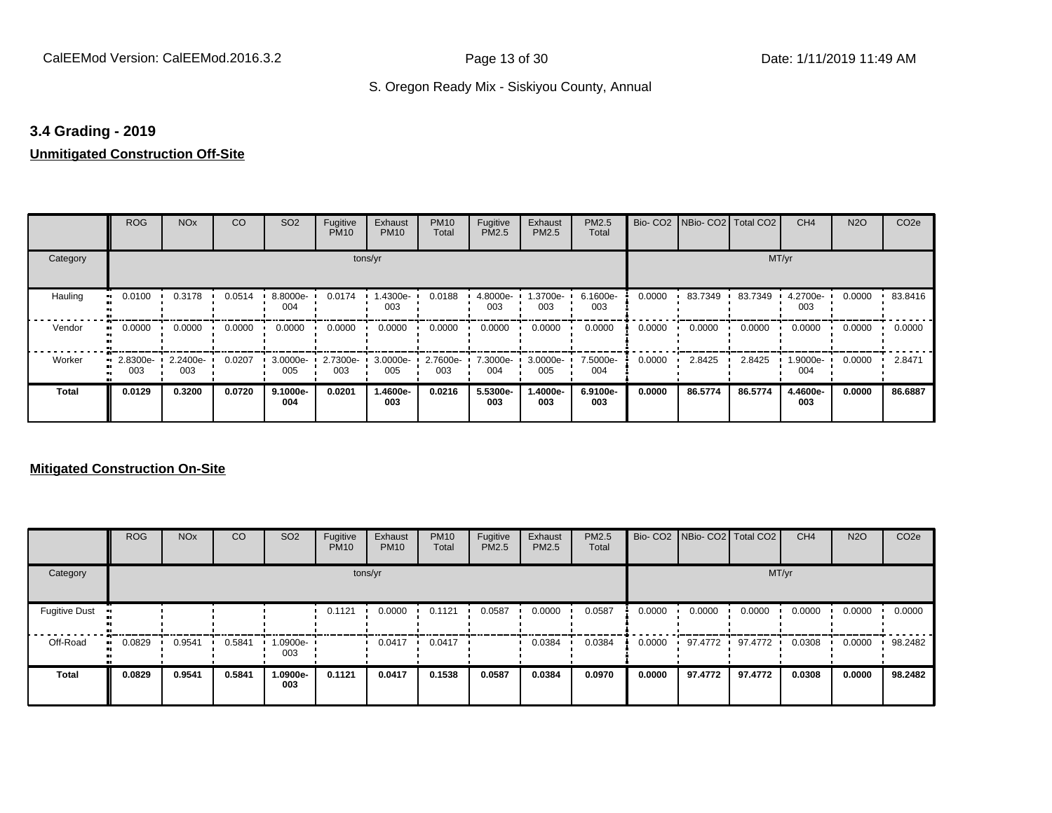### 3.4 Grading - 2019

**Unmitigated Construction Off-Site**

| | ROG | NOx | CO | SO2 | Fugitive PM10 | Exhaust PM10 | PM10 Total | Fugitive PM2.5 | Exhaust PM2.5 | PM2.5 Total | Bio- CO2 | NBio- CO2 | Total CO2 | CH4 | N2O | CO2e |
|---|---|---|---|---|---|---|---|---|---|---|---|---|---|---|---|---|
| Category | | | | | tons/yr | | | | | | | | | MT/yr | | |
| Hauling | 0.0100 | 0.3178 | 0.0514 | 8.8000e-004 | 0.0174 | 1.4300e-003 | 0.0188 | 4.8000e-003 | 1.3700e-003 | 6.1600e-003 | 0.0000 | 83.7349 | 83.7349 | 4.2700e-003 | 0.0000 | 83.8416 |
| Vendor | 0.0000 | 0.0000 | 0.0000 | 0.0000 | 0.0000 | 0.0000 | 0.0000 | 0.0000 | 0.0000 | 0.0000 | 0.0000 | 0.0000 | 0.0000 | 0.0000 | 0.0000 | 0.0000 |
| Worker | 2.8300e-003 | 2.2400e-003 | 0.0207 | 3.0000e-005 | 2.7300e-003 | 3.0000e-005 | 2.7600e-003 | 7.3000e-004 | 3.0000e-005 | 7.5000e-004 | 0.0000 | 2.8425 | 2.8425 | 1.9000e-004 | 0.0000 | 2.8471 |
| **Total** | **0.0129** | **0.3200** | **0.0720** | **9.1000e-004** | **0.0201** | **1.4600e-003** | **0.0216** | **5.5300e-003** | **1.4000e-003** | **6.9100e-003** | **0.0000** | **86.5774** | **86.5774** | **4.4600e-003** | **0.0000** | **86.6887** |

**Mitigated Construction On-Site**

| | ROG | NOx | CO | SO2 | Fugitive PM10 | Exhaust PM10 | PM10 Total | Fugitive PM2.5 | Exhaust PM2.5 | PM2.5 Total | Bio- CO2 | NBio- CO2 | Total CO2 | CH4 | N2O | CO2e |
|---|---|---|---|---|---|---|---|---|---|---|---|---|---|---|---|---|
| Category | | | | | tons/yr | | | | | | | | | MT/yr | | |
| Fugitive Dust | | | | | 0.1121 | 0.0000 | 0.1121 | 0.0587 | 0.0000 | 0.0587 | 0.0000 | 0.0000 | 0.0000 | 0.0000 | 0.0000 | 0.0000 |
| Off-Road | 0.0829 | 0.9541 | 0.5841 | 1.0900e-003 | | 0.0417 | 0.0417 | | 0.0384 | 0.0384 | 0.0000 | 97.4772 | 97.4772 | 0.0308 | 0.0000 | 98.2482 |
| **Total** | **0.0829** | **0.9541** | **0.5841** | **1.0900e-003** | **0.1121** | **0.0417** | **0.1538** | **0.0587** | **0.0384** | **0.0970** | **0.0000** | **97.4772** | **97.4772** | **0.0308** | **0.0000** | **98.2482** |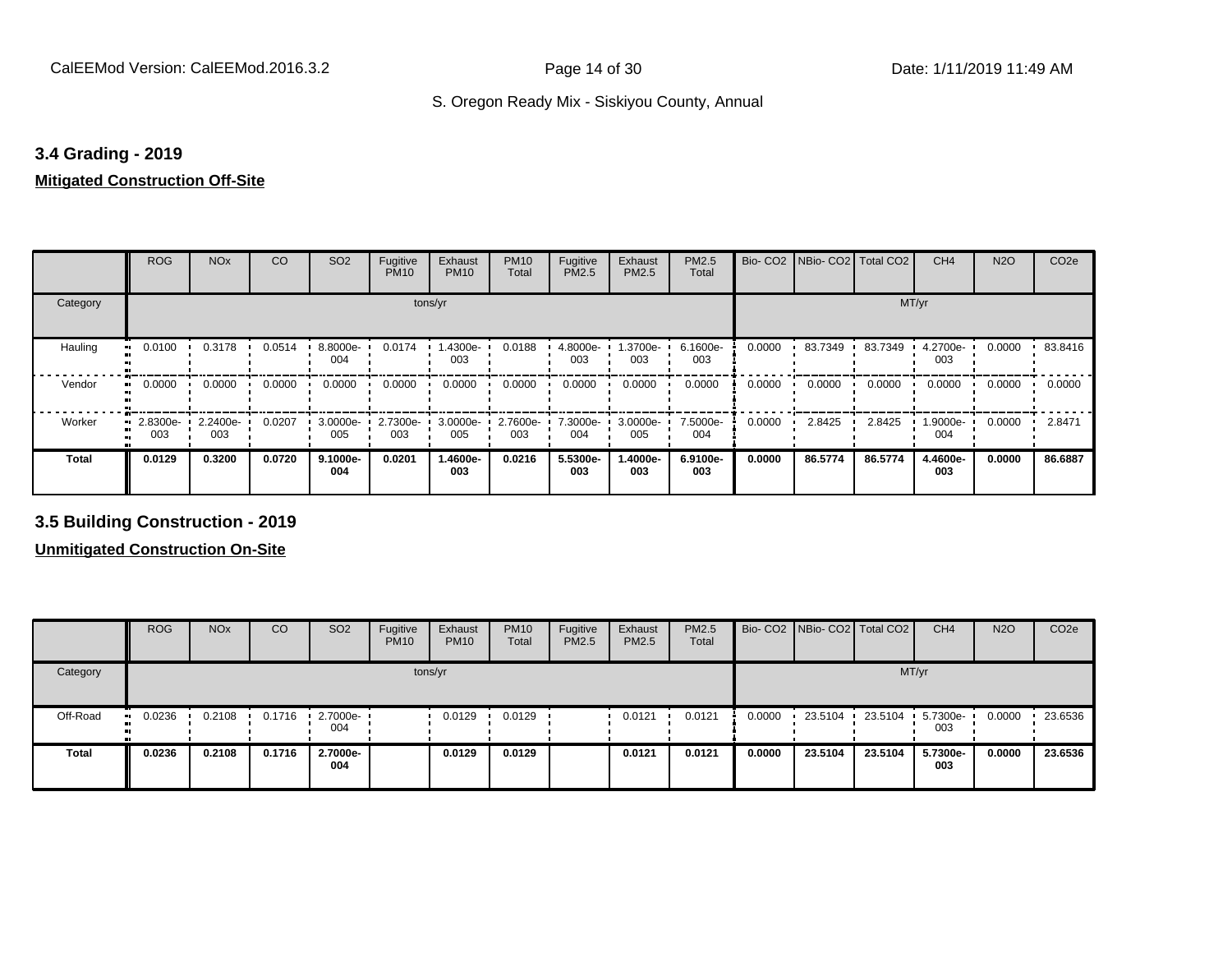### 3.4 Grading - 2019

**Mitigated Construction Off-Site**

| | ROG | NOx | CO | SO2 | Fugitive PM10 | Exhaust PM10 | PM10 Total | Fugitive PM2.5 | Exhaust PM2.5 | PM2.5 Total | Bio- CO2 | NBio- CO2 | Total CO2 | CH4 | N2O | CO2e |
|---|---|---|---|---|---|---|---|---|---|---|---|---|---|---|---|---|
| Category | tons/yr | | | | | | | | | | MT/yr | | | | | |
| Hauling | 0.0100 | 0.3178 | 0.0514 | 8.8000e-004 | 0.0174 | 1.4300e-003 | 0.0188 | 4.8000e-003 | 1.3700e-003 | 6.1600e-003 | 0.0000 | 83.7349 | 83.7349 | 4.2700e-003 | 0.0000 | 83.8416 |
| Vendor | 0.0000 | 0.0000 | 0.0000 | 0.0000 | 0.0000 | 0.0000 | 0.0000 | 0.0000 | 0.0000 | 0.0000 | 0.0000 | 0.0000 | 0.0000 | 0.0000 | 0.0000 | 0.0000 |
| Worker | 2.8300e-003 | 2.2400e-003 | 0.0207 | 3.0000e-005 | 2.7300e-003 | 3.0000e-005 | 2.7600e-003 | 7.3000e-004 | 3.0000e-005 | 7.5000e-004 | 0.0000 | 2.8425 | 2.8425 | 1.9000e-004 | 0.0000 | 2.8471 |
| **Total** | **0.0129** | **0.3200** | **0.0720** | **9.1000e-004** | **0.0201** | **1.4600e-003** | **0.0216** | **5.5300e-003** | **1.4000e-003** | **6.9100e-003** | **0.0000** | **86.5774** | **86.5774** | **4.4600e-003** | **0.0000** | **86.6887** |

### 3.5 Building Construction - 2019

**Unmitigated Construction On-Site**

| | ROG | NOx | CO | SO2 | Fugitive PM10 | Exhaust PM10 | PM10 Total | Fugitive PM2.5 | Exhaust PM2.5 | PM2.5 Total | Bio- CO2 | NBio- CO2 | Total CO2 | CH4 | N2O | CO2e |
|---|---|---|---|---|---|---|---|---|---|---|---|---|---|---|---|---|
| Category | tons/yr | | | | | | | | | | MT/yr | | | | | |
| Off-Road | 0.0236 | 0.2108 | 0.1716 | 2.7000e-004 | | 0.0129 | 0.0129 | | 0.0121 | 0.0121 | 0.0000 | 23.5104 | 23.5104 | 5.7300e-003 | 0.0000 | 23.6536 |
| **Total** | **0.0236** | **0.2108** | **0.1716** | **2.7000e-004** | | **0.0129** | **0.0129** | | **0.0121** | **0.0121** | **0.0000** | **23.5104** | **23.5104** | **5.7300e-003** | **0.0000** | **23.6536** |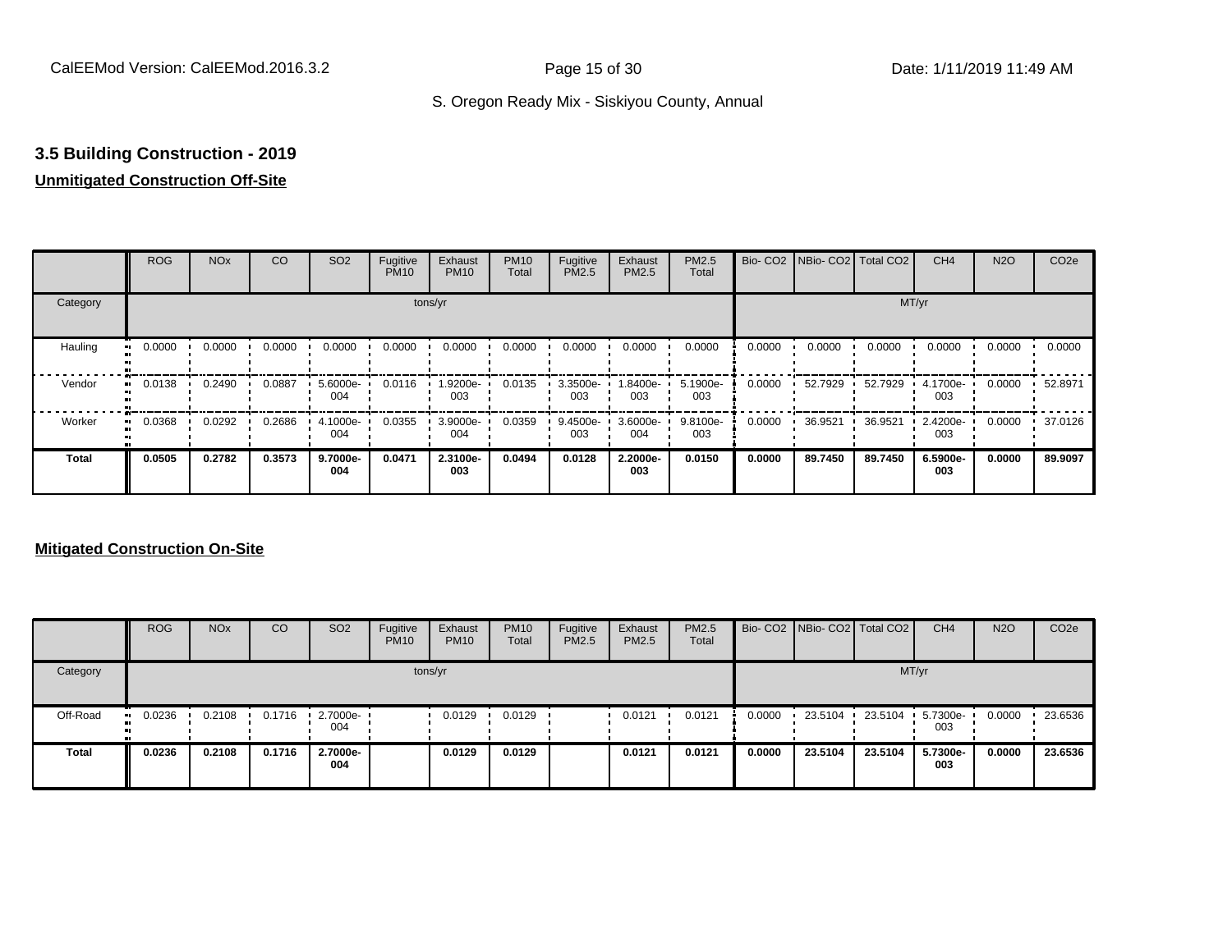S. Oregon Ready Mix - Siskiyou County, Annual

### 3.5 Building Construction - 2019

**Unmitigated Construction Off-Site**

| | ROG | NOx | CO | SO2 | Fugitive PM10 | Exhaust PM10 | PM10 Total | Fugitive PM2.5 | Exhaust PM2.5 | PM2.5 Total | Bio- CO2 | NBio- CO2 | Total CO2 | CH4 | N2O | CO2e |
|---|---|---|---|---|---|---|---|---|---|---|---|---|---|---|---|---|
| Category | tons/yr | | | | | | | | | | MT/yr | | | | | |
| Hauling | 0.0000 | 0.0000 | 0.0000 | 0.0000 | 0.0000 | 0.0000 | 0.0000 | 0.0000 | 0.0000 | 0.0000 | 0.0000 | 0.0000 | 0.0000 | 0.0000 | 0.0000 | 0.0000 |
| Vendor | 0.0138 | 0.2490 | 0.0887 | 5.6000e-004 | 0.0116 | 1.9200e-003 | 0.0135 | 3.3500e-003 | 1.8400e-003 | 5.1900e-003 | 0.0000 | 52.7929 | 52.7929 | 4.1700e-003 | 0.0000 | 52.8971 |
| Worker | 0.0368 | 0.0292 | 0.2686 | 4.1000e-004 | 0.0355 | 3.9000e-004 | 0.0359 | 9.4500e-003 | 3.6000e-004 | 9.8100e-003 | 0.0000 | 36.9521 | 36.9521 | 2.4200e-003 | 0.0000 | 37.0126 |
| **Total** | **0.0505** | **0.2782** | **0.3573** | **9.7000e-004** | **0.0471** | **2.3100e-003** | **0.0494** | **0.0128** | **2.2000e-003** | **0.0150** | **0.0000** | **89.7450** | **89.7450** | **6.5900e-003** | **0.0000** | **89.9097** |

**Mitigated Construction On-Site**

| | ROG | NOx | CO | SO2 | Fugitive PM10 | Exhaust PM10 | PM10 Total | Fugitive PM2.5 | Exhaust PM2.5 | PM2.5 Total | Bio- CO2 | NBio- CO2 | Total CO2 | CH4 | N2O | CO2e |
|---|---|---|---|---|---|---|---|---|---|---|---|---|---|---|---|---|
| Category | tons/yr | | | | | | | | | | MT/yr | | | | | |
| Off-Road | 0.0236 | 0.2108 | 0.1716 | 2.7000e-004 | | 0.0129 | 0.0129 | | 0.0121 | 0.0121 | 0.0000 | 23.5104 | 23.5104 | 5.7300e-003 | 0.0000 | 23.6536 |
| **Total** | **0.0236** | **0.2108** | **0.1716** | **2.7000e-004** | | **0.0129** | **0.0129** | | **0.0121** | **0.0121** | **0.0000** | **23.5104** | **23.5104** | **5.7300e-003** | **0.0000** | **23.6536** |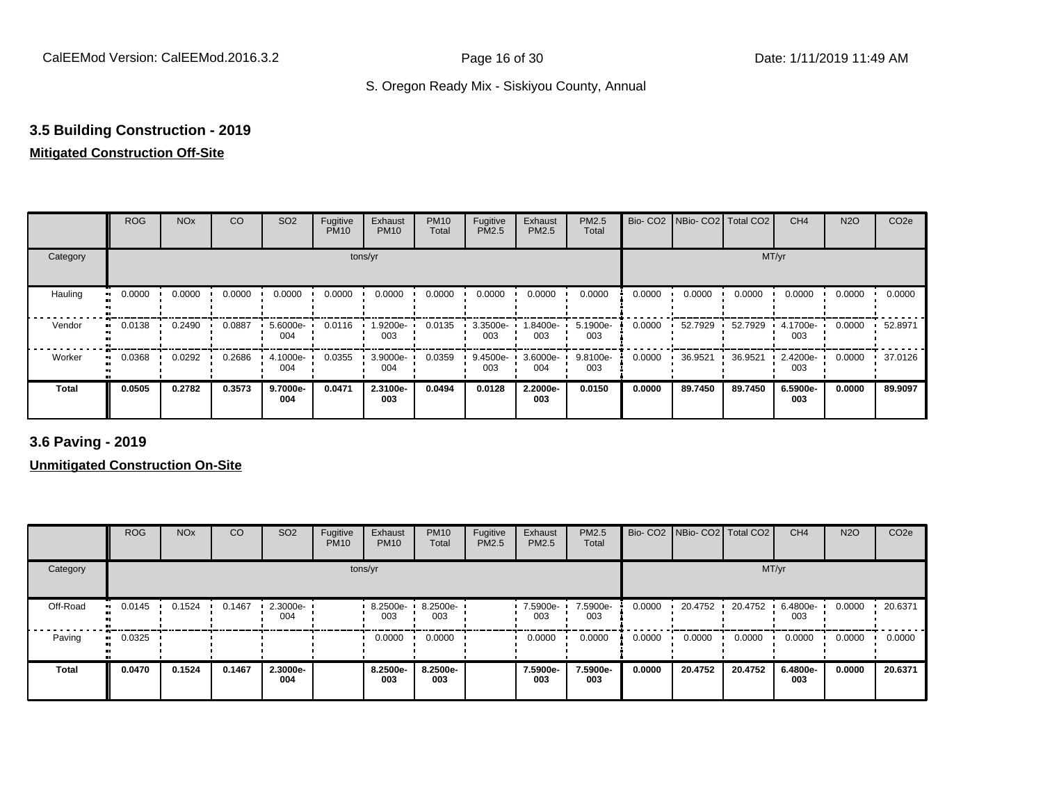S. Oregon Ready Mix - Siskiyou County, Annual

### 3.5 Building Construction - 2019

**Mitigated Construction Off-Site**

| | ROG | NOx | CO | SO2 | Fugitive PM10 | Exhaust PM10 | PM10 Total | Fugitive PM2.5 | Exhaust PM2.5 | PM2.5 Total | Bio- CO2 | NBio- CO2 | Total CO2 | CH4 | N2O | CO2e |
|---|---|---|---|---|---|---|---|---|---|---|---|---|---|---|---|---|
| Category | tons/yr | | | | | | | | | | MT/yr | | | | | |
| Hauling | 0.0000 | 0.0000 | 0.0000 | 0.0000 | 0.0000 | 0.0000 | 0.0000 | 0.0000 | 0.0000 | 0.0000 | 0.0000 | 0.0000 | 0.0000 | 0.0000 | 0.0000 | 0.0000 |
| Vendor | 0.0138 | 0.2490 | 0.0887 | 5.6000e-004 | 0.0116 | 1.9200e-003 | 0.0135 | 3.3500e-003 | 1.8400e-003 | 5.1900e-003 | 0.0000 | 52.7929 | 52.7929 | 4.1700e-003 | 0.0000 | 52.8971 |
| Worker | 0.0368 | 0.0292 | 0.2686 | 4.1000e-004 | 0.0355 | 3.9000e-004 | 0.0359 | 9.4500e-003 | 3.6000e-004 | 9.8100e-003 | 0.0000 | 36.9521 | 36.9521 | 2.4200e-003 | 0.0000 | 37.0126 |
| **Total** | **0.0505** | **0.2782** | **0.3573** | **9.7000e-004** | **0.0471** | **2.3100e-003** | **0.0494** | **0.0128** | **2.2000e-003** | **0.0150** | **0.0000** | **89.7450** | **89.7450** | **6.5900e-003** | **0.0000** | **89.9097** |

### 3.6 Paving - 2019

**Unmitigated Construction On-Site**

| | ROG | NOx | CO | SO2 | Fugitive PM10 | Exhaust PM10 | PM10 Total | Fugitive PM2.5 | Exhaust PM2.5 | PM2.5 Total | Bio- CO2 | NBio- CO2 | Total CO2 | CH4 | N2O | CO2e |
|---|---|---|---|---|---|---|---|---|---|---|---|---|---|---|---|---|
| Category | tons/yr | | | | | | | | | | MT/yr | | | | | |
| Off-Road | 0.0145 | 0.1524 | 0.1467 | 2.3000e-004 | | 8.2500e-003 | 8.2500e-003 | | 7.5900e-003 | 7.5900e-003 | 0.0000 | 20.4752 | 20.4752 | 6.4800e-003 | 0.0000 | 20.6371 |
| Paving | 0.0325 | | | | | 0.0000 | 0.0000 | | 0.0000 | 0.0000 | 0.0000 | 0.0000 | 0.0000 | 0.0000 | 0.0000 | 0.0000 |
| **Total** | **0.0470** | **0.1524** | **0.1467** | **2.3000e-004** | | **8.2500e-003** | **8.2500e-003** | | **7.5900e-003** | **7.5900e-003** | **0.0000** | **20.4752** | **20.4752** | **6.4800e-003** | **0.0000** | **20.6371** |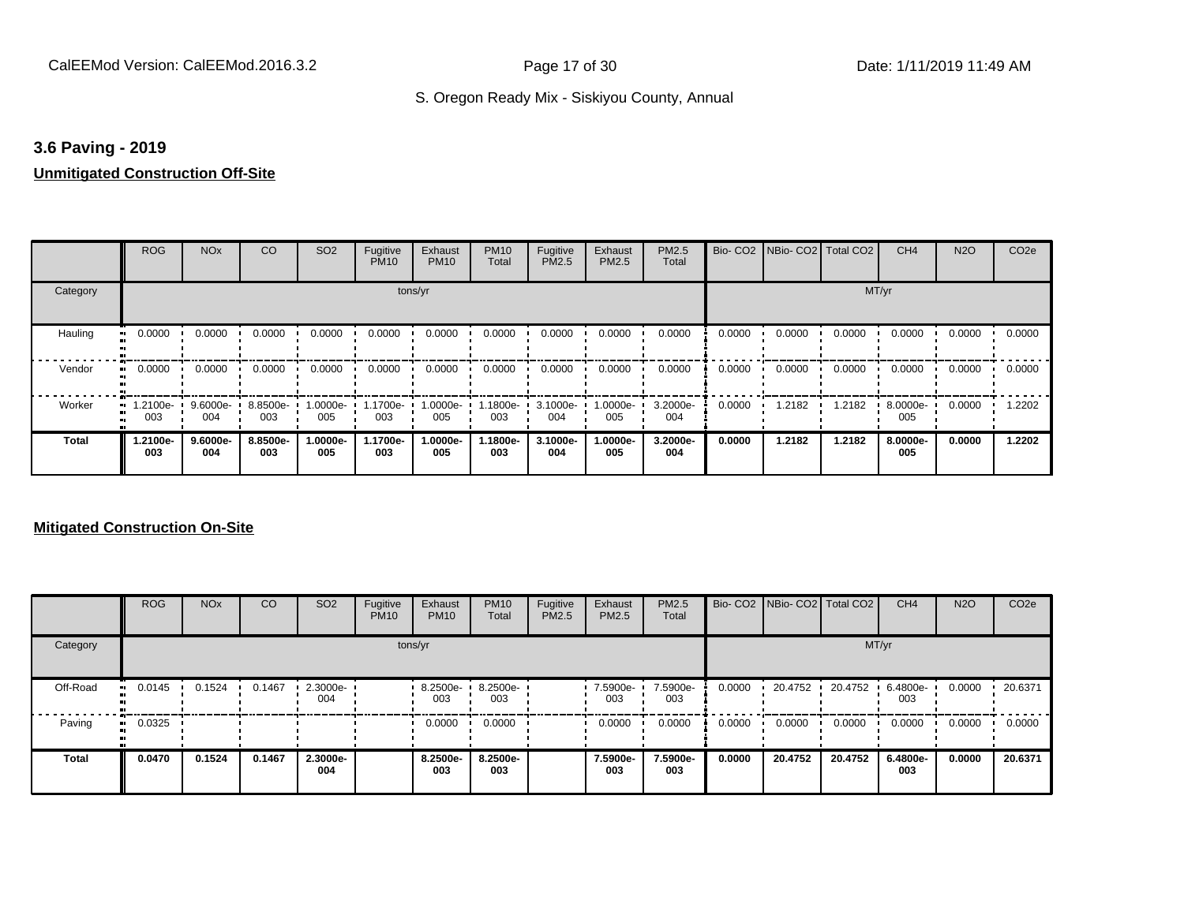### 3.6 Paving - 2019

**Unmitigated Construction Off-Site**

| | ROG | NOx | CO | SO2 | Fugitive PM10 | Exhaust PM10 | PM10 Total | Fugitive PM2.5 | Exhaust PM2.5 | PM2.5 Total | Bio- CO2 | NBio- CO2 | Total CO2 | CH4 | N2O | CO2e |
|---|---|---|---|---|---|---|---|---|---|---|---|---|---|---|---|---|
| Category | tons/yr | | | | | | | | | | MT/yr | | | | | |
| Hauling | 0.0000 | 0.0000 | 0.0000 | 0.0000 | 0.0000 | 0.0000 | 0.0000 | 0.0000 | 0.0000 | 0.0000 | 0.0000 | 0.0000 | 0.0000 | 0.0000 | 0.0000 | 0.0000 |
| Vendor | 0.0000 | 0.0000 | 0.0000 | 0.0000 | 0.0000 | 0.0000 | 0.0000 | 0.0000 | 0.0000 | 0.0000 | 0.0000 | 0.0000 | 0.0000 | 0.0000 | 0.0000 | 0.0000 |
| Worker | 1.2100e-003 | 9.6000e-004 | 8.8500e-003 | 1.0000e-005 | 1.1700e-003 | 1.0000e-005 | 1.1800e-003 | 3.1000e-004 | 1.0000e-005 | 3.2000e-004 | 0.0000 | 1.2182 | 1.2182 | 8.0000e-005 | 0.0000 | 1.2202 |
| **Total** | **1.2100e-003** | **9.6000e-004** | **8.8500e-003** | **1.0000e-005** | **1.1700e-003** | **1.0000e-005** | **1.1800e-003** | **3.1000e-004** | **1.0000e-005** | **3.2000e-004** | **0.0000** | **1.2182** | **1.2182** | **8.0000e-005** | **0.0000** | **1.2202** |

**Mitigated Construction On-Site**

| | ROG | NOx | CO | SO2 | Fugitive PM10 | Exhaust PM10 | PM10 Total | Fugitive PM2.5 | Exhaust PM2.5 | PM2.5 Total | Bio- CO2 | NBio- CO2 | Total CO2 | CH4 | N2O | CO2e |
|---|---|---|---|---|---|---|---|---|---|---|---|---|---|---|---|---|
| Category | tons/yr | | | | | | | | | | MT/yr | | | | | |
| Off-Road | 0.0145 | 0.1524 | 0.1467 | 2.3000e-004 | | 8.2500e-003 | 8.2500e-003 | | 7.5900e-003 | 7.5900e-003 | 0.0000 | 20.4752 | 20.4752 | 6.4800e-003 | 0.0000 | 20.6371 |
| Paving | 0.0325 | | | | | 0.0000 | 0.0000 | | 0.0000 | 0.0000 | 0.0000 | 0.0000 | 0.0000 | 0.0000 | 0.0000 | 0.0000 |
| **Total** | **0.0470** | **0.1524** | **0.1467** | **2.3000e-004** | | **8.2500e-003** | **8.2500e-003** | | **7.5900e-003** | **7.5900e-003** | **0.0000** | **20.4752** | **20.4752** | **6.4800e-003** | **0.0000** | **20.6371** |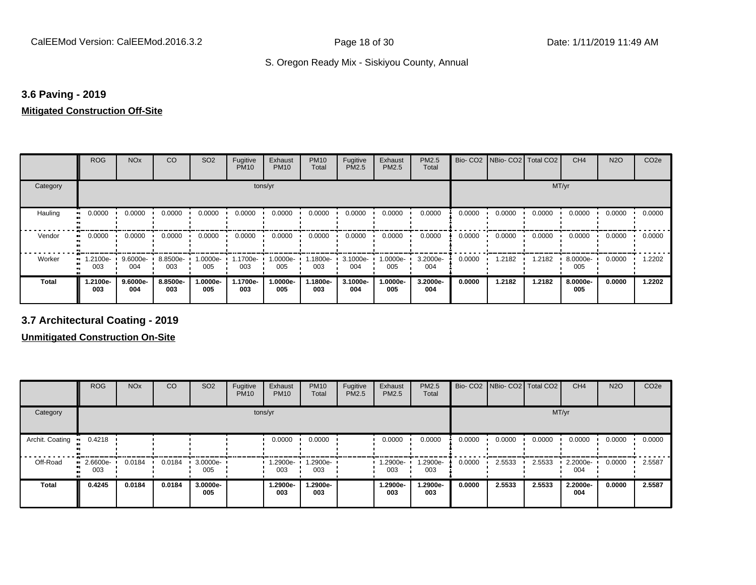### 3.6 Paving - 2019

**Mitigated Construction Off-Site**

| | ROG | NOx | CO | SO2 | Fugitive PM10 | Exhaust PM10 | PM10 Total | Fugitive PM2.5 | Exhaust PM2.5 | PM2.5 Total | Bio- CO2 | NBio- CO2 | Total CO2 | CH4 | N2O | CO2e |
|---|---|---|---|---|---|---|---|---|---|---|---|---|---|---|---|---|
| Category | tons/yr | | | | | | | | | | MT/yr | | | | | |
| Hauling | 0.0000 | 0.0000 | 0.0000 | 0.0000 | 0.0000 | 0.0000 | 0.0000 | 0.0000 | 0.0000 | 0.0000 | 0.0000 | 0.0000 | 0.0000 | 0.0000 | 0.0000 | 0.0000 |
| Vendor | 0.0000 | 0.0000 | 0.0000 | 0.0000 | 0.0000 | 0.0000 | 0.0000 | 0.0000 | 0.0000 | 0.0000 | 0.0000 | 0.0000 | 0.0000 | 0.0000 | 0.0000 | 0.0000 |
| Worker | 1.2100e-003 | 9.6000e-004 | 8.8500e-003 | 1.0000e-005 | 1.1700e-003 | 1.0000e-005 | 1.1800e-003 | 3.1000e-004 | 1.0000e-005 | 3.2000e-004 | 0.0000 | 1.2182 | 1.2182 | 8.0000e-005 | 0.0000 | 1.2202 |
| **Total** | **1.2100e-003** | **9.6000e-004** | **8.8500e-003** | **1.0000e-005** | **1.1700e-003** | **1.0000e-005** | **1.1800e-003** | **3.1000e-004** | **1.0000e-005** | **3.2000e-004** | **0.0000** | **1.2182** | **1.2182** | **8.0000e-005** | **0.0000** | **1.2202** |

### 3.7 Architectural Coating - 2019

**Unmitigated Construction On-Site**

| | ROG | NOx | CO | SO2 | Fugitive PM10 | Exhaust PM10 | PM10 Total | Fugitive PM2.5 | Exhaust PM2.5 | PM2.5 Total | Bio- CO2 | NBio- CO2 | Total CO2 | CH4 | N2O | CO2e |
|---|---|---|---|---|---|---|---|---|---|---|---|---|---|---|---|---|
| Category | tons/yr | | | | | | | | | | MT/yr | | | | | |
| Archit. Coating | 0.4218 | | | | | 0.0000 | 0.0000 | | 0.0000 | 0.0000 | 0.0000 | 0.0000 | 0.0000 | 0.0000 | 0.0000 | 0.0000 |
| Off-Road | 2.6600e-003 | 0.0184 | 0.0184 | 3.0000e-005 | | 1.2900e-003 | 1.2900e-003 | | 1.2900e-003 | 1.2900e-003 | 0.0000 | 2.5533 | 2.5533 | 2.2000e-004 | 0.0000 | 2.5587 |
| **Total** | **0.4245** | **0.0184** | **0.0184** | **3.0000e-005** | | **1.2900e-003** | **1.2900e-003** | | **1.2900e-003** | **1.2900e-003** | **0.0000** | **2.5533** | **2.5533** | **2.2000e-004** | **0.0000** | **2.5587** |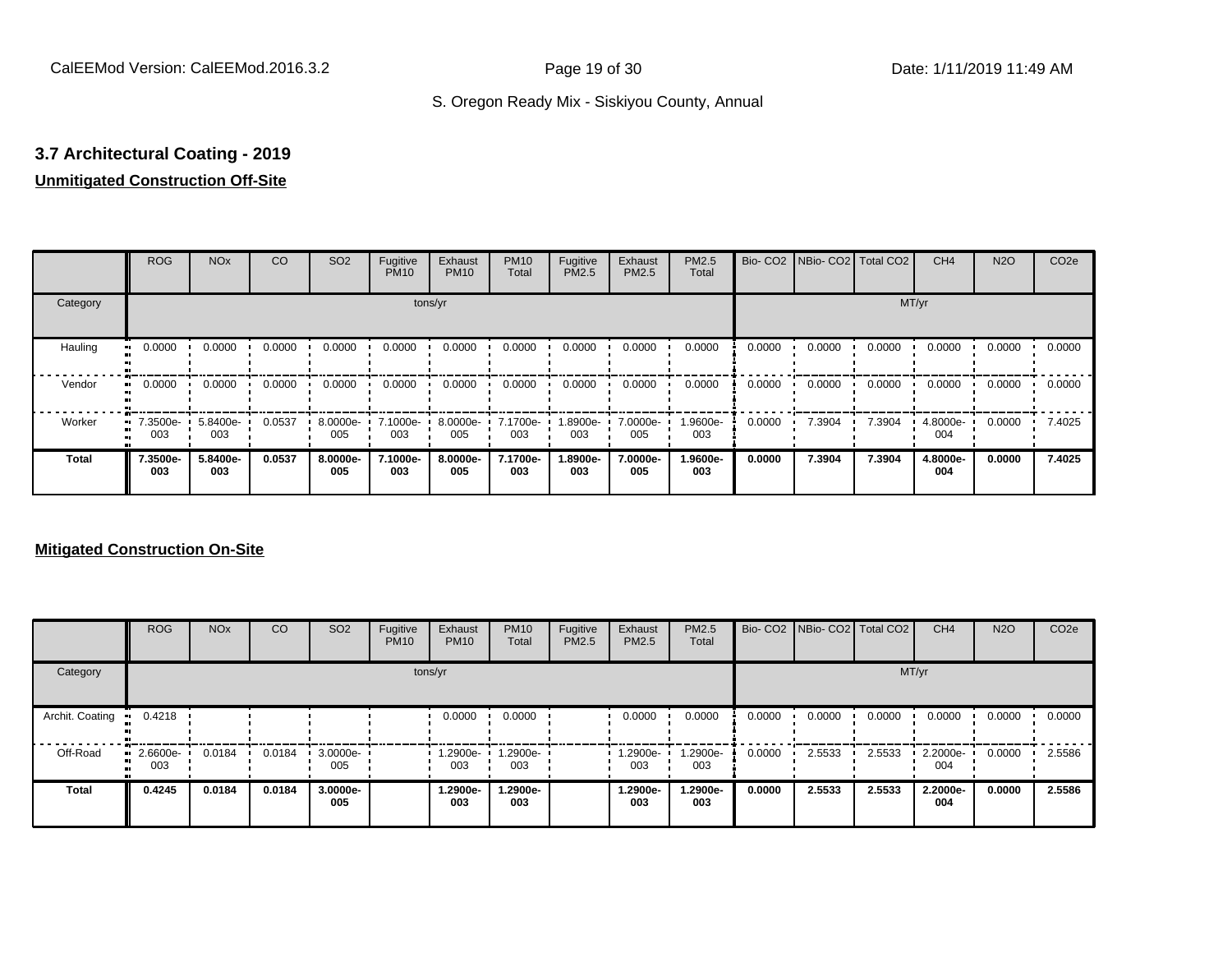### 3.7 Architectural Coating - 2019

**Unmitigated Construction Off-Site**

| | ROG | NOx | CO | SO2 | Fugitive PM10 | Exhaust PM10 | PM10 Total | Fugitive PM2.5 | Exhaust PM2.5 | PM2.5 Total | Bio- CO2 | NBio- CO2 | Total CO2 | CH4 | N2O | CO2e |
|---|---|---|---|---|---|---|---|---|---|---|---|---|---|---|---|---|
| Category | tons/yr | | | | | | | | | | MT/yr | | | | | |
| Hauling | 0.0000 | 0.0000 | 0.0000 | 0.0000 | 0.0000 | 0.0000 | 0.0000 | 0.0000 | 0.0000 | 0.0000 | 0.0000 | 0.0000 | 0.0000 | 0.0000 | 0.0000 | 0.0000 |
| Vendor | 0.0000 | 0.0000 | 0.0000 | 0.0000 | 0.0000 | 0.0000 | 0.0000 | 0.0000 | 0.0000 | 0.0000 | 0.0000 | 0.0000 | 0.0000 | 0.0000 | 0.0000 | 0.0000 |
| Worker | 7.3500e-003 | 5.8400e-003 | 0.0537 | 8.0000e-005 | 7.1000e-003 | 8.0000e-005 | 7.1700e-003 | 1.8900e-003 | 7.0000e-005 | 1.9600e-003 | 0.0000 | 7.3904 | 7.3904 | 4.8000e-004 | 0.0000 | 7.4025 |
| **Total** | **7.3500e-003** | **5.8400e-003** | **0.0537** | **8.0000e-005** | **7.1000e-003** | **8.0000e-005** | **7.1700e-003** | **1.8900e-003** | **7.0000e-005** | **1.9600e-003** | **0.0000** | **7.3904** | **7.3904** | **4.8000e-004** | **0.0000** | **7.4025** |

**Mitigated Construction On-Site**

| | ROG | NOx | CO | SO2 | Fugitive PM10 | Exhaust PM10 | PM10 Total | Fugitive PM2.5 | Exhaust PM2.5 | PM2.5 Total | Bio- CO2 | NBio- CO2 | Total CO2 | CH4 | N2O | CO2e |
|---|---|---|---|---|---|---|---|---|---|---|---|---|---|---|---|---|
| Category | tons/yr | | | | | | | | | | MT/yr | | | | | |
| Archit. Coating | 0.4218 | | | | | 0.0000 | 0.0000 | | 0.0000 | 0.0000 | 0.0000 | 0.0000 | 0.0000 | 0.0000 | 0.0000 | 0.0000 |
| Off-Road | 2.6600e-003 | 0.0184 | 0.0184 | 3.0000e-005 | | 1.2900e-003 | 1.2900e-003 | | 1.2900e-003 | 1.2900e-003 | 0.0000 | 2.5533 | 2.5533 | 2.2000e-004 | 0.0000 | 2.5586 |
| **Total** | **0.4245** | **0.0184** | **0.0184** | **3.0000e-005** | | **1.2900e-003** | **1.2900e-003** | | **1.2900e-003** | **1.2900e-003** | **0.0000** | **2.5533** | **2.5533** | **2.2000e-004** | **0.0000** | **2.5586** |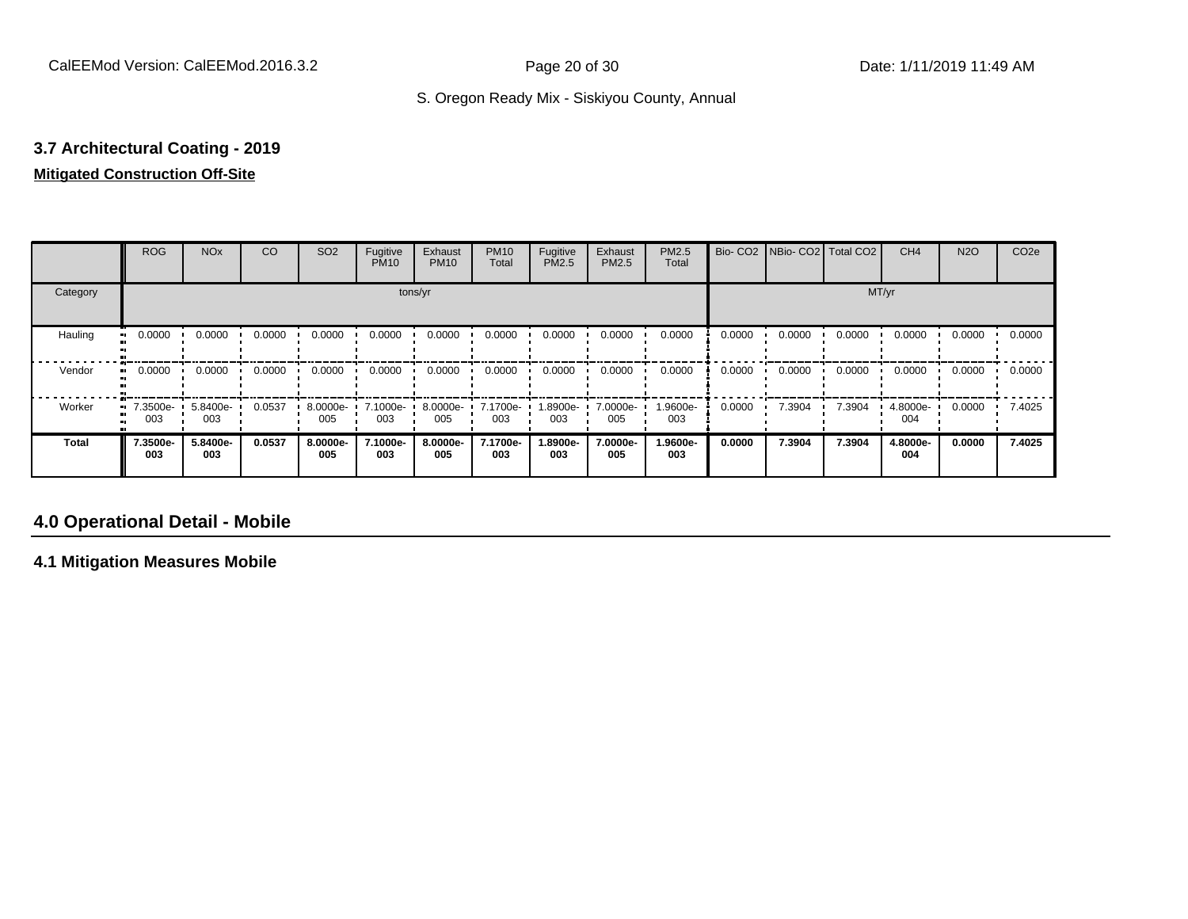### 3.7 Architectural Coating - 2019

**Mitigated Construction Off-Site**

| | ROG | NOx | CO | SO2 | Fugitive PM10 | Exhaust PM10 | PM10 Total | Fugitive PM2.5 | Exhaust PM2.5 | PM2.5 Total | Bio- CO2 | NBio- CO2 | Total CO2 | CH4 | N2O | CO2e |
|---|---|---|---|---|---|---|---|---|---|---|---|---|---|---|---|---|
| Category | tons/yr | | | | | | | | | | MT/yr | | | | | |
| Hauling | 0.0000 | 0.0000 | 0.0000 | 0.0000 | 0.0000 | 0.0000 | 0.0000 | 0.0000 | 0.0000 | 0.0000 | 0.0000 | 0.0000 | 0.0000 | 0.0000 | 0.0000 | 0.0000 |
| Vendor | 0.0000 | 0.0000 | 0.0000 | 0.0000 | 0.0000 | 0.0000 | 0.0000 | 0.0000 | 0.0000 | 0.0000 | 0.0000 | 0.0000 | 0.0000 | 0.0000 | 0.0000 | 0.0000 |
| Worker | 7.3500e-003 | 5.8400e-003 | 0.0537 | 8.0000e-005 | 7.1000e-003 | 8.0000e-005 | 7.1700e-003 | 1.8900e-003 | 7.0000e-005 | 1.9600e-003 | 0.0000 | 7.3904 | 7.3904 | 4.8000e-004 | 0.0000 | 7.4025 |
| **Total** | **7.3500e-003** | **5.8400e-003** | **0.0537** | **8.0000e-005** | **7.1000e-003** | **8.0000e-005** | **7.1700e-003** | **1.8900e-003** | **7.0000e-005** | **1.9600e-003** | **0.0000** | **7.3904** | **7.3904** | **4.8000e-004** | **0.0000** | **7.4025** |

## 4.0 Operational Detail - Mobile

### 4.1 Mitigation Measures Mobile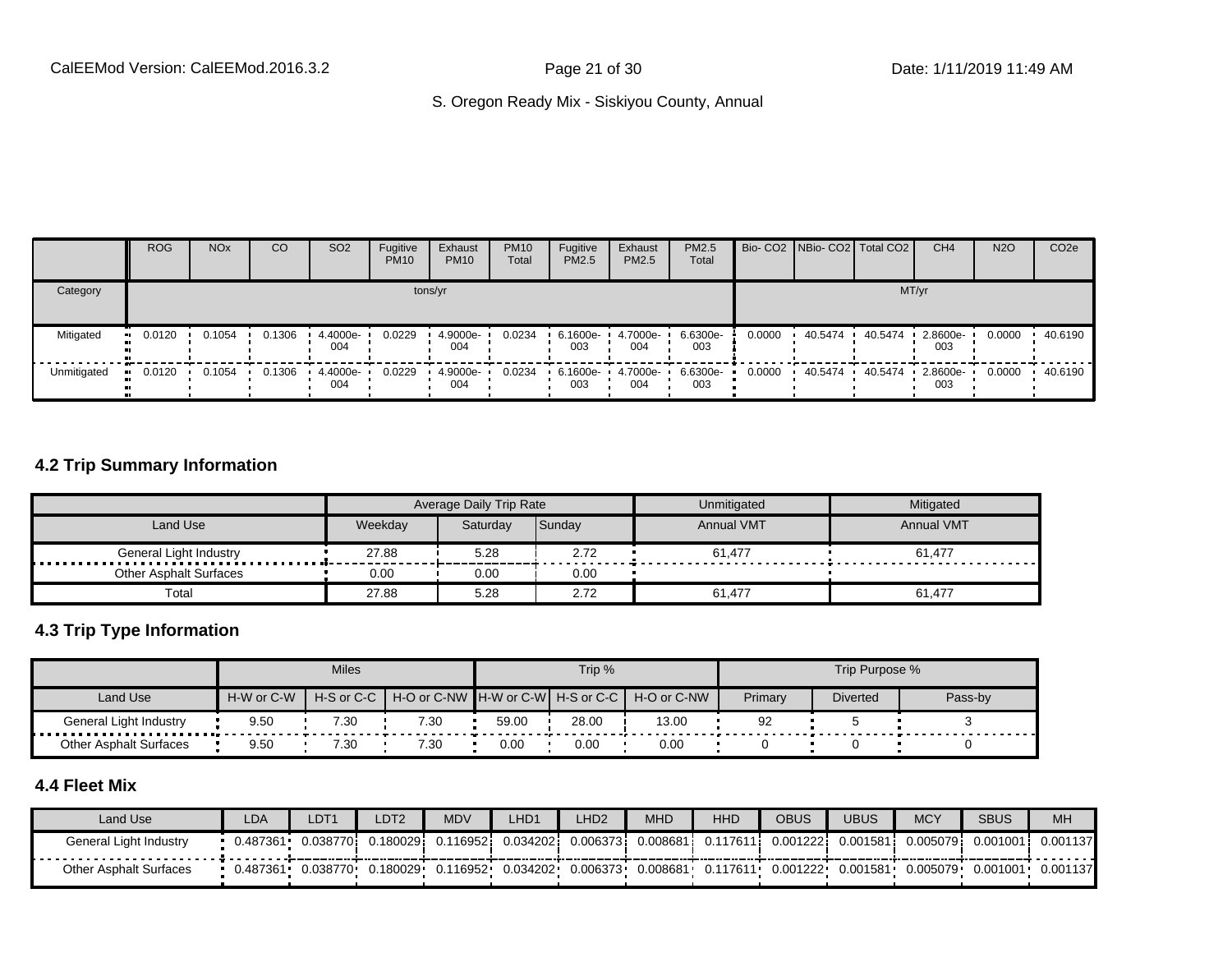| | ROG | NOx | CO | SO2 | Fugitive PM10 | Exhaust PM10 | PM10 Total | Fugitive PM2.5 | Exhaust PM2.5 | PM2.5 Total | Bio- CO2 | NBio- CO2 | Total CO2 | CH4 | N2O | CO2e |
|---|---|---|---|---|---|---|---|---|---|---|---|---|---|---|---|---|
| Category | tons/yr | | | | | | | | | | MT/yr | | | | | |
| Mitigated | 0.0120 | 0.1054 | 0.1306 | 4.4000e-004 | 0.0229 | 4.9000e-004 | 0.0234 | 6.1600e-003 | 4.7000e-004 | 6.6300e-003 | 0.0000 | 40.5474 | 40.5474 | 2.8600e-003 | 0.0000 | 40.6190 |
| Unmitigated | 0.0120 | 0.1054 | 0.1306 | 4.4000e-004 | 0.0229 | 4.9000e-004 | 0.0234 | 6.1600e-003 | 4.7000e-004 | 6.6300e-003 | 0.0000 | 40.5474 | 40.5474 | 2.8600e-003 | 0.0000 | 40.6190 |

## 4.2 Trip Summary Information

| | Average Daily Trip Rate | | | Unmitigated | Mitigated |
|---|---|---|---|---|---|
| Land Use | Weekday | Saturday | Sunday | Annual VMT | Annual VMT |
| General Light Industry | 27.88 | 5.28 | 2.72 | 61,477 | 61,477 |
| Other Asphalt Surfaces | 0.00 | 0.00 | 0.00 | | |
| Total | 27.88 | 5.28 | 2.72 | 61,477 | 61,477 |

## 4.3 Trip Type Information

| | Miles | | | Trip % | | | Trip Purpose % | | |
|---|---|---|---|---|---|---|---|---|---|
| Land Use | H-W or C-W | H-S or C-C | H-O or C-NW | H-W or C-W | H-S or C-C | H-O or C-NW | Primary | Diverted | Pass-by |
| General Light Industry | 9.50 | 7.30 | 7.30 | 59.00 | 28.00 | 13.00 | 92 | 5 | 3 |
| Other Asphalt Surfaces | 9.50 | 7.30 | 7.30 | 0.00 | 0.00 | 0.00 | 0 | 0 | 0 |

## 4.4 Fleet Mix

| Land Use | LDA | LDT1 | LDT2 | MDV | LHD1 | LHD2 | MHD | HHD | OBUS | UBUS | MCY | SBUS | MH |
|---|---|---|---|---|---|---|---|---|---|---|---|---|---|
| General Light Industry | 0.487361 | 0.038770 | 0.180029 | 0.116952 | 0.034202 | 0.006373 | 0.008681 | 0.117611 | 0.001222 | 0.001581 | 0.005079 | 0.001001 | 0.001137 |
| Other Asphalt Surfaces | 0.487361 | 0.038770 | 0.180029 | 0.116952 | 0.034202 | 0.006373 | 0.008681 | 0.117611 | 0.001222 | 0.001581 | 0.005079 | 0.001001 | 0.001137 |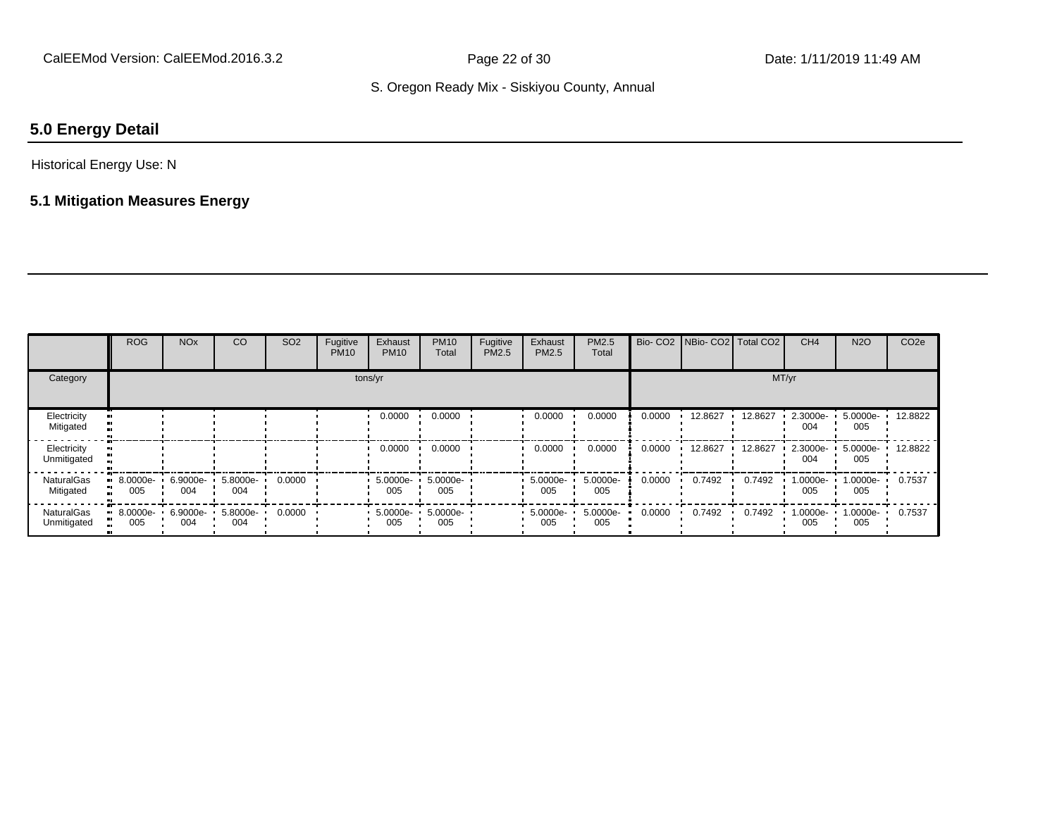## 5.0 Energy Detail

Historical Energy Use: N

### 5.1 Mitigation Measures Energy

| | ROG | NOx | CO | SO2 | Fugitive PM10 | Exhaust PM10 | PM10 Total | Fugitive PM2.5 | Exhaust PM2.5 | PM2.5 Total | Bio- CO2 | NBio- CO2 | Total CO2 | CH4 | N2O | CO2e |
|---|---|---|---|---|---|---|---|---|---|---|---|---|---|---|---|---|
| Category | tons/yr | | | | | | | | | | MT/yr | | | | | |
| Electricity Mitigated | | | | | | 0.0000 | 0.0000 | | 0.0000 | 0.0000 | 0.0000 | 12.8627 | 12.8627 | 2.3000e-004 | 5.0000e-005 | 12.8822 |
| Electricity Unmitigated | | | | | | 0.0000 | 0.0000 | | 0.0000 | 0.0000 | 0.0000 | 12.8627 | 12.8627 | 2.3000e-004 | 5.0000e-005 | 12.8822 |
| NaturalGas Mitigated | 8.0000e-005 | 6.9000e-004 | 5.8000e-004 | 0.0000 | | 5.0000e-005 | 5.0000e-005 | | 5.0000e-005 | 5.0000e-005 | 0.0000 | 0.7492 | 0.7492 | 1.0000e-005 | 1.0000e-005 | 0.7537 |
| NaturalGas Unmitigated | 8.0000e-005 | 6.9000e-004 | 5.8000e-004 | 0.0000 | | 5.0000e-005 | 5.0000e-005 | | 5.0000e-005 | 5.0000e-005 | 0.0000 | 0.7492 | 0.7492 | 1.0000e-005 | 1.0000e-005 | 0.7537 |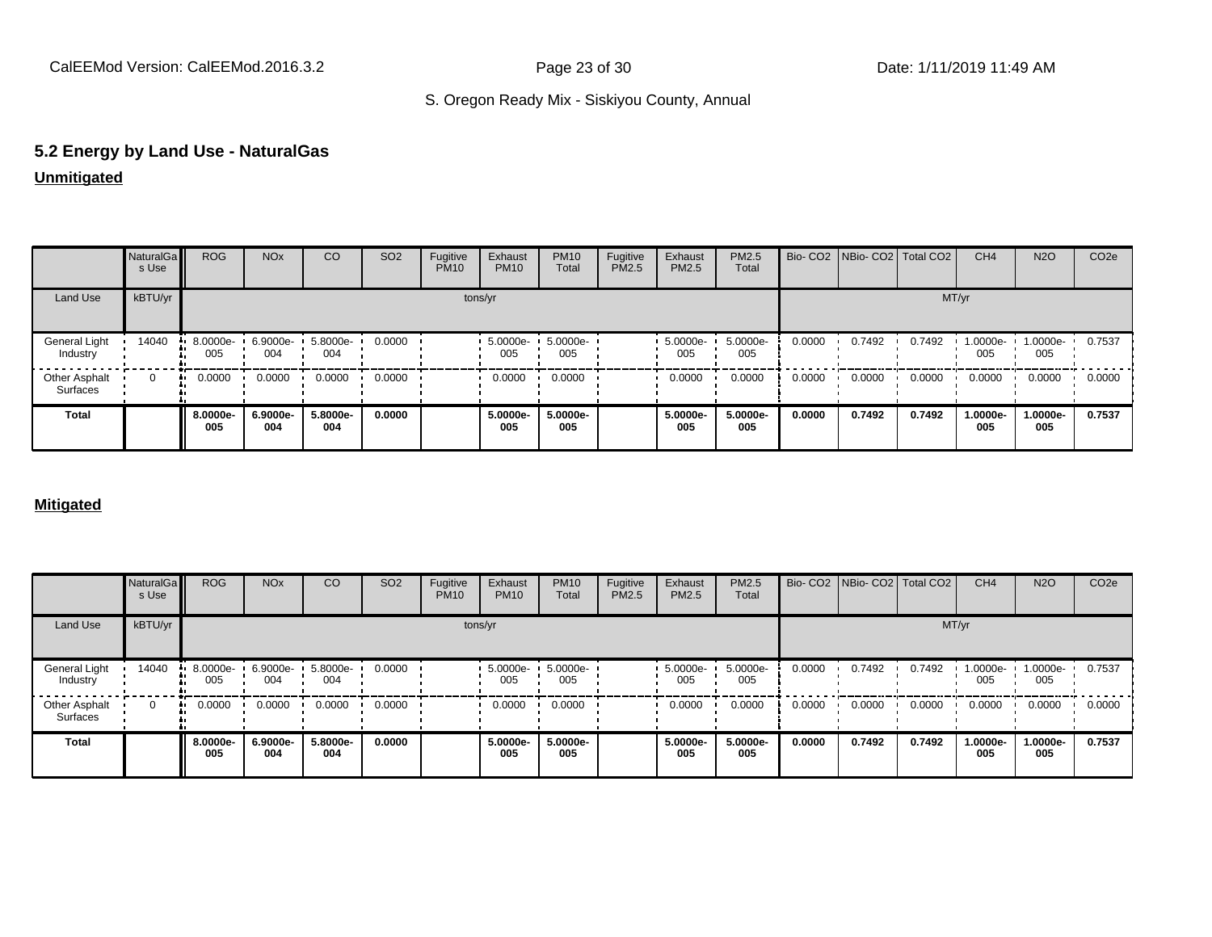## 5.2 Energy by Land Use - NaturalGas

**Unmitigated**

| | NaturalGas Use | ROG | NOx | CO | SO2 | Fugitive PM10 | Exhaust PM10 | PM10 Total | Fugitive PM2.5 | Exhaust PM2.5 | PM2.5 Total | Bio- CO2 | NBio- CO2 | Total CO2 | CH4 | N2O | CO2e |
|---|---|---|---|---|---|---|---|---|---|---|---|---|---|---|---|---|---|
| Land Use | kBTU/yr | tons/yr | | | | | | | | | | MT/yr | | | | | |
| General Light Industry | 14040 | 8.0000e-005 | 6.9000e-004 | 5.8000e-004 | 0.0000 | | 5.0000e-005 | 5.0000e-005 | | 5.0000e-005 | 5.0000e-005 | 0.0000 | 0.7492 | 0.7492 | 1.0000e-005 | 1.0000e-005 | 0.7537 |
| Other Asphalt Surfaces | 0 | 0.0000 | 0.0000 | 0.0000 | 0.0000 | | 0.0000 | 0.0000 | | 0.0000 | 0.0000 | 0.0000 | 0.0000 | 0.0000 | 0.0000 | 0.0000 | 0.0000 |
| **Total** | | **8.0000e-005** | **6.9000e-004** | **5.8000e-004** | **0.0000** | | **5.0000e-005** | **5.0000e-005** | | **5.0000e-005** | **5.0000e-005** | **0.0000** | **0.7492** | **0.7492** | **1.0000e-005** | **1.0000e-005** | **0.7537** |

**Mitigated**

| | NaturalGas Use | ROG | NOx | CO | SO2 | Fugitive PM10 | Exhaust PM10 | PM10 Total | Fugitive PM2.5 | Exhaust PM2.5 | PM2.5 Total | Bio- CO2 | NBio- CO2 | Total CO2 | CH4 | N2O | CO2e |
|---|---|---|---|---|---|---|---|---|---|---|---|---|---|---|---|---|---|
| Land Use | kBTU/yr | tons/yr | | | | | | | | | | MT/yr | | | | | |
| General Light Industry | 14040 | 8.0000e-005 | 6.9000e-004 | 5.8000e-004 | 0.0000 | | 5.0000e-005 | 5.0000e-005 | | 5.0000e-005 | 5.0000e-005 | 0.0000 | 0.7492 | 0.7492 | 1.0000e-005 | 1.0000e-005 | 0.7537 |
| Other Asphalt Surfaces | 0 | 0.0000 | 0.0000 | 0.0000 | 0.0000 | | 0.0000 | 0.0000 | | 0.0000 | 0.0000 | 0.0000 | 0.0000 | 0.0000 | 0.0000 | 0.0000 | 0.0000 |
| **Total** | | **8.0000e-005** | **6.9000e-004** | **5.8000e-004** | **0.0000** | | **5.0000e-005** | **5.0000e-005** | | **5.0000e-005** | **5.0000e-005** | **0.0000** | **0.7492** | **0.7492** | **1.0000e-005** | **1.0000e-005** | **0.7537** |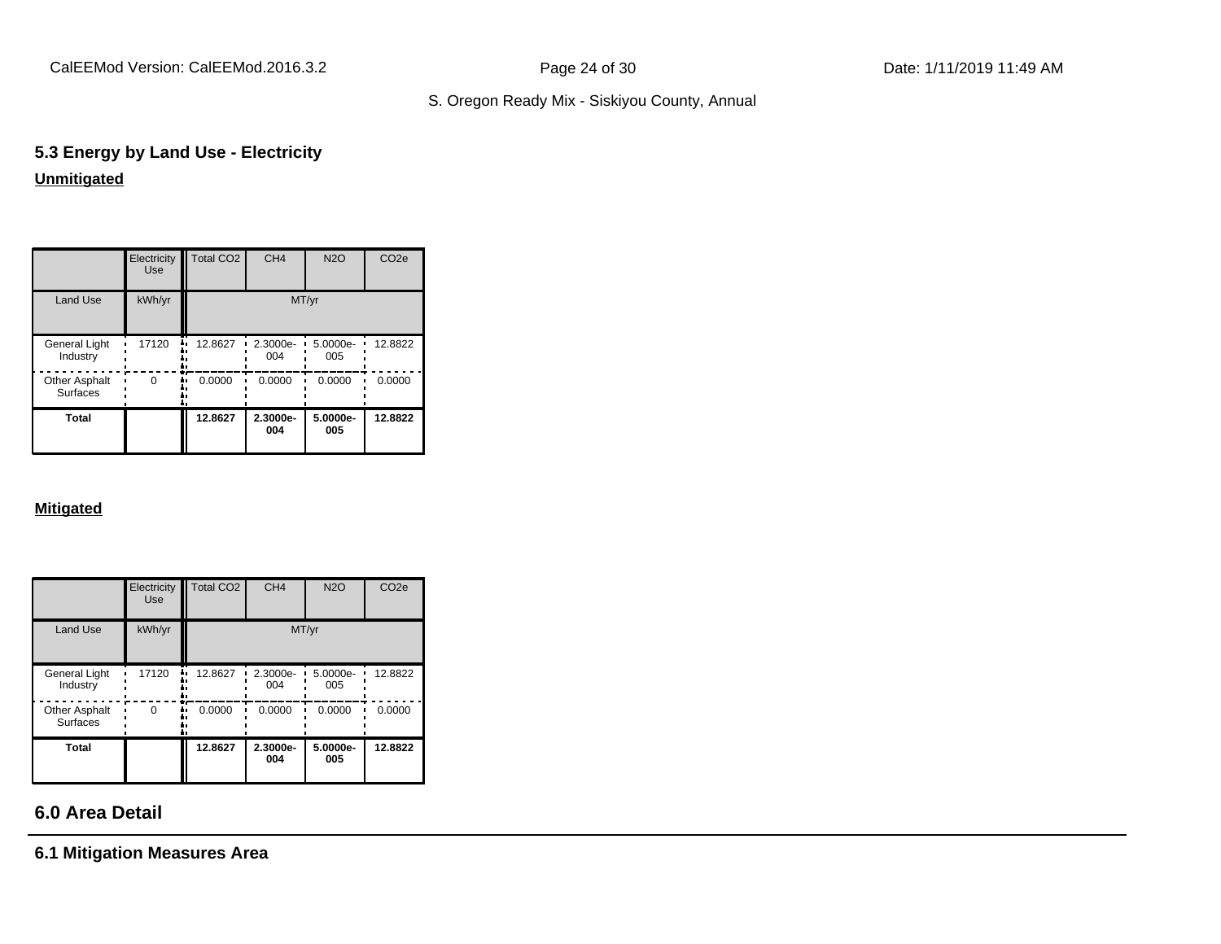## 5.3 Energy by Land Use - Electricity

**Unmitigated**

| | Electricity Use | Total CO2 | CH4 | N2O | CO2e |
|---|---|---|---|---|---|
| Land Use | kWh/yr | MT/yr | | | |
| General Light Industry | 17120 | 12.8627 | 2.3000e-004 | 5.0000e-005 | 12.8822 |
| Other Asphalt Surfaces | 0 | 0.0000 | 0.0000 | 0.0000 | 0.0000 |
| **Total** | | **12.8627** | **2.3000e-004** | **5.0000e-005** | **12.8822** |

**Mitigated**

| | Electricity Use | Total CO2 | CH4 | N2O | CO2e |
|---|---|---|---|---|---|
| Land Use | kWh/yr | MT/yr | | | |
| General Light Industry | 17120 | 12.8627 | 2.3000e-004 | 5.0000e-005 | 12.8822 |
| Other Asphalt Surfaces | 0 | 0.0000 | 0.0000 | 0.0000 | 0.0000 |
| **Total** | | **12.8627** | **2.3000e-004** | **5.0000e-005** | **12.8822** |

# 6.0 Area Detail

## 6.1 Mitigation Measures Area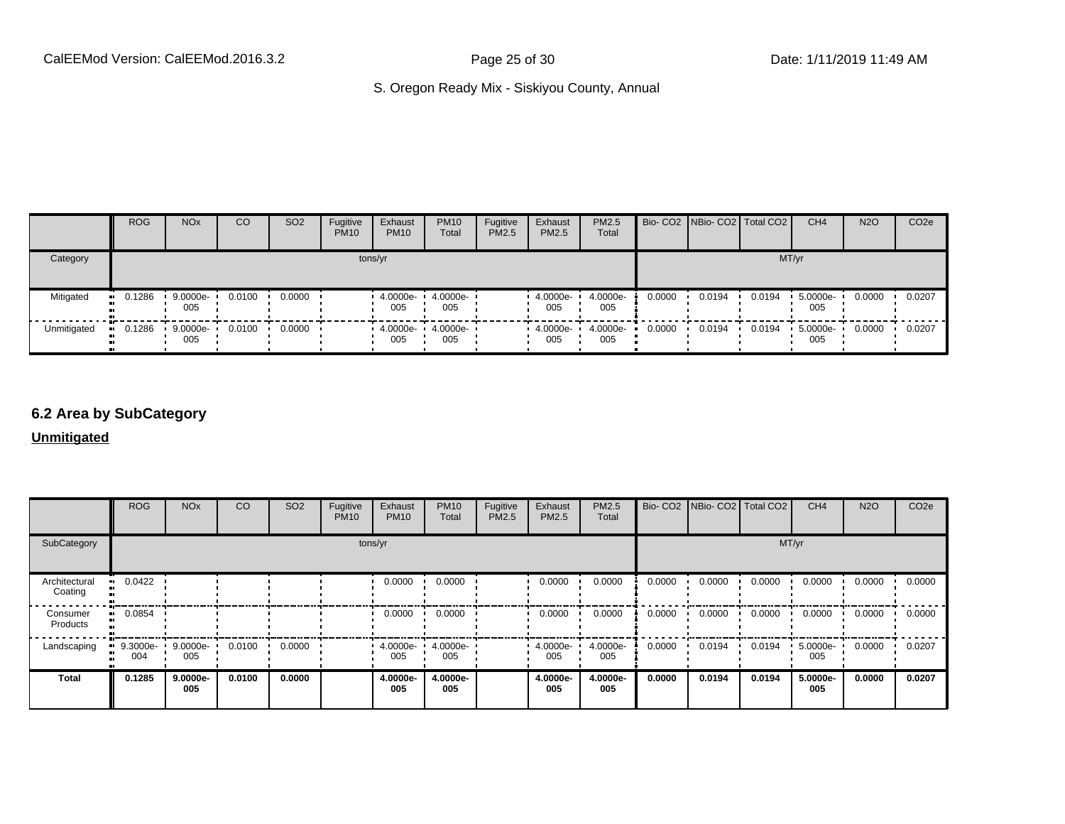| | ROG | NOx | CO | SO2 | Fugitive PM10 | Exhaust PM10 | PM10 Total | Fugitive PM2.5 | Exhaust PM2.5 | PM2.5 Total | Bio- CO2 | NBio- CO2 | Total CO2 | CH4 | N2O | CO2e |
|---|---|---|---|---|---|---|---|---|---|---|---|---|---|---|---|---|
| Category | tons/yr | | | | | | | | | | MT/yr | | | | | |
| Mitigated | 0.1286 | 9.0000e-005 | 0.0100 | 0.0000 | | 4.0000e-005 | 4.0000e-005 | | 4.0000e-005 | 4.0000e-005 | 0.0000 | 0.0194 | 0.0194 | 5.0000e-005 | 0.0000 | 0.0207 |
| Unmitigated | 0.1286 | 9.0000e-005 | 0.0100 | 0.0000 | | 4.0000e-005 | 4.0000e-005 | | 4.0000e-005 | 4.0000e-005 | 0.0000 | 0.0194 | 0.0194 | 5.0000e-005 | 0.0000 | 0.0207 |

## 6.2 Area by SubCategory

**Unmitigated**

| | ROG | NOx | CO | SO2 | Fugitive PM10 | Exhaust PM10 | PM10 Total | Fugitive PM2.5 | Exhaust PM2.5 | PM2.5 Total | Bio- CO2 | NBio- CO2 | Total CO2 | CH4 | N2O | CO2e |
|---|---|---|---|---|---|---|---|---|---|---|---|---|---|---|---|---|
| SubCategory | tons/yr | | | | | | | | | | MT/yr | | | | | |
| Architectural Coating | 0.0422 | | | | | 0.0000 | 0.0000 | | 0.0000 | 0.0000 | 0.0000 | 0.0000 | 0.0000 | 0.0000 | 0.0000 | 0.0000 |
| Consumer Products | 0.0854 | | | | | 0.0000 | 0.0000 | | 0.0000 | 0.0000 | 0.0000 | 0.0000 | 0.0000 | 0.0000 | 0.0000 | 0.0000 |
| Landscaping | 9.3000e-004 | 9.0000e-005 | 0.0100 | 0.0000 | | 4.0000e-005 | 4.0000e-005 | | 4.0000e-005 | 4.0000e-005 | 0.0000 | 0.0194 | 0.0194 | 5.0000e-005 | 0.0000 | 0.0207 |
| **Total** | **0.1285** | **9.0000e-005** | **0.0100** | **0.0000** | | **4.0000e-005** | **4.0000e-005** | | **4.0000e-005** | **4.0000e-005** | **0.0000** | **0.0194** | **0.0194** | **5.0000e-005** | **0.0000** | **0.0207** |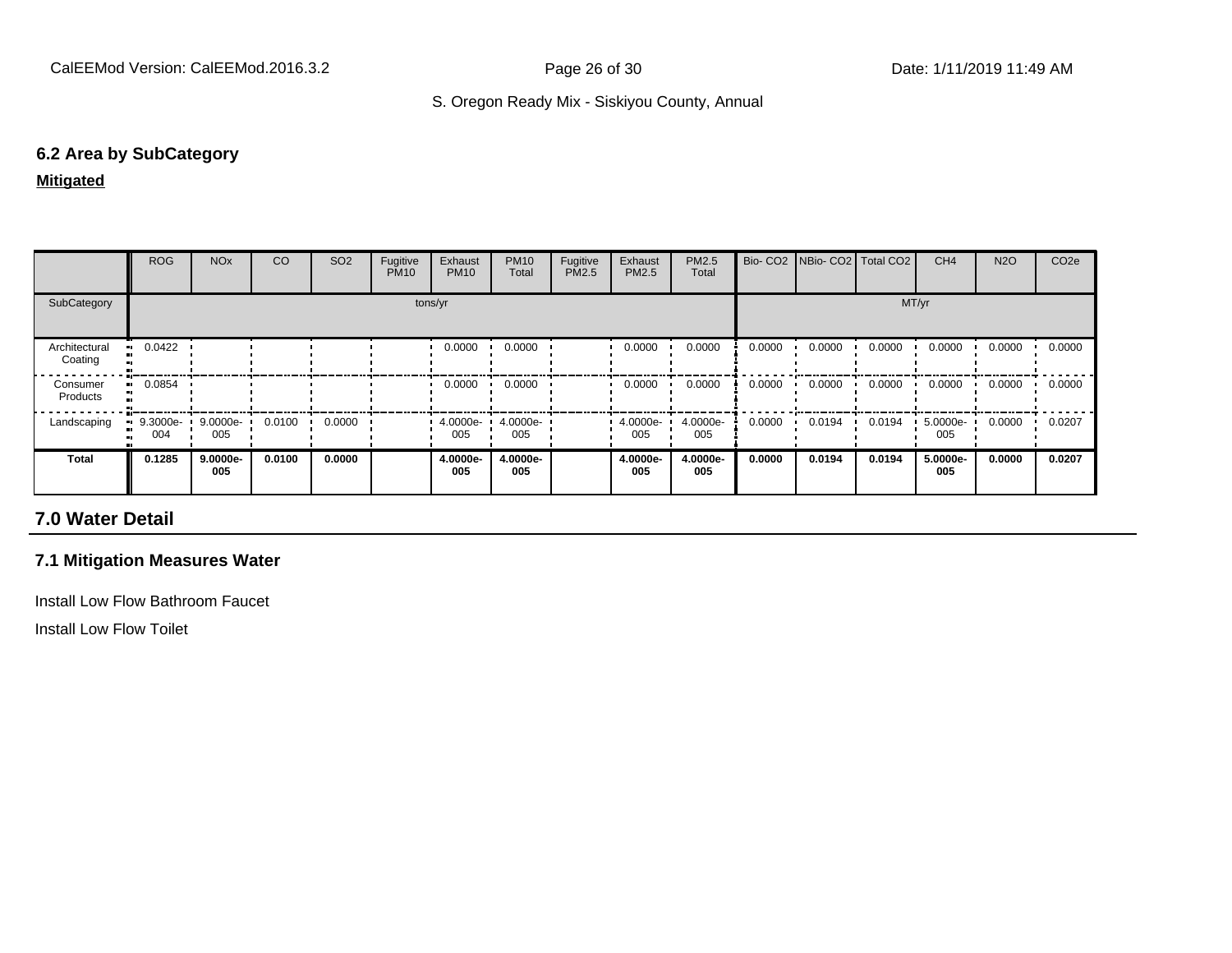## 6.2 Area by SubCategory

**Mitigated**

| | ROG | NOx | CO | SO2 | Fugitive PM10 | Exhaust PM10 | PM10 Total | Fugitive PM2.5 | Exhaust PM2.5 | PM2.5 Total | Bio- CO2 | NBio- CO2 | Total CO2 | CH4 | N2O | CO2e |
|---|---|---|---|---|---|---|---|---|---|---|---|---|---|---|---|---|
| SubCategory | tons/yr | | | | | | | | | | MT/yr | | | | | |
| Architectural Coating | 0.0422 | | | | | 0.0000 | 0.0000 | | 0.0000 | 0.0000 | 0.0000 | 0.0000 | 0.0000 | 0.0000 | 0.0000 | 0.0000 |
| Consumer Products | 0.0854 | | | | | 0.0000 | 0.0000 | | 0.0000 | 0.0000 | 0.0000 | 0.0000 | 0.0000 | 0.0000 | 0.0000 | 0.0000 |
| Landscaping | 9.3000e-004 | 9.0000e-005 | 0.0100 | 0.0000 | | 4.0000e-005 | 4.0000e-005 | | 4.0000e-005 | 4.0000e-005 | 0.0000 | 0.0194 | 0.0194 | 5.0000e-005 | 0.0000 | 0.0207 |
| **Total** | **0.1285** | **9.0000e-005** | **0.0100** | **0.0000** | | **4.0000e-005** | **4.0000e-005** | | **4.0000e-005** | **4.0000e-005** | **0.0000** | **0.0194** | **0.0194** | **5.0000e-005** | **0.0000** | **0.0207** |

# 7.0 Water Detail

## 7.1 Mitigation Measures Water

Install Low Flow Bathroom Faucet

Install Low Flow Toilet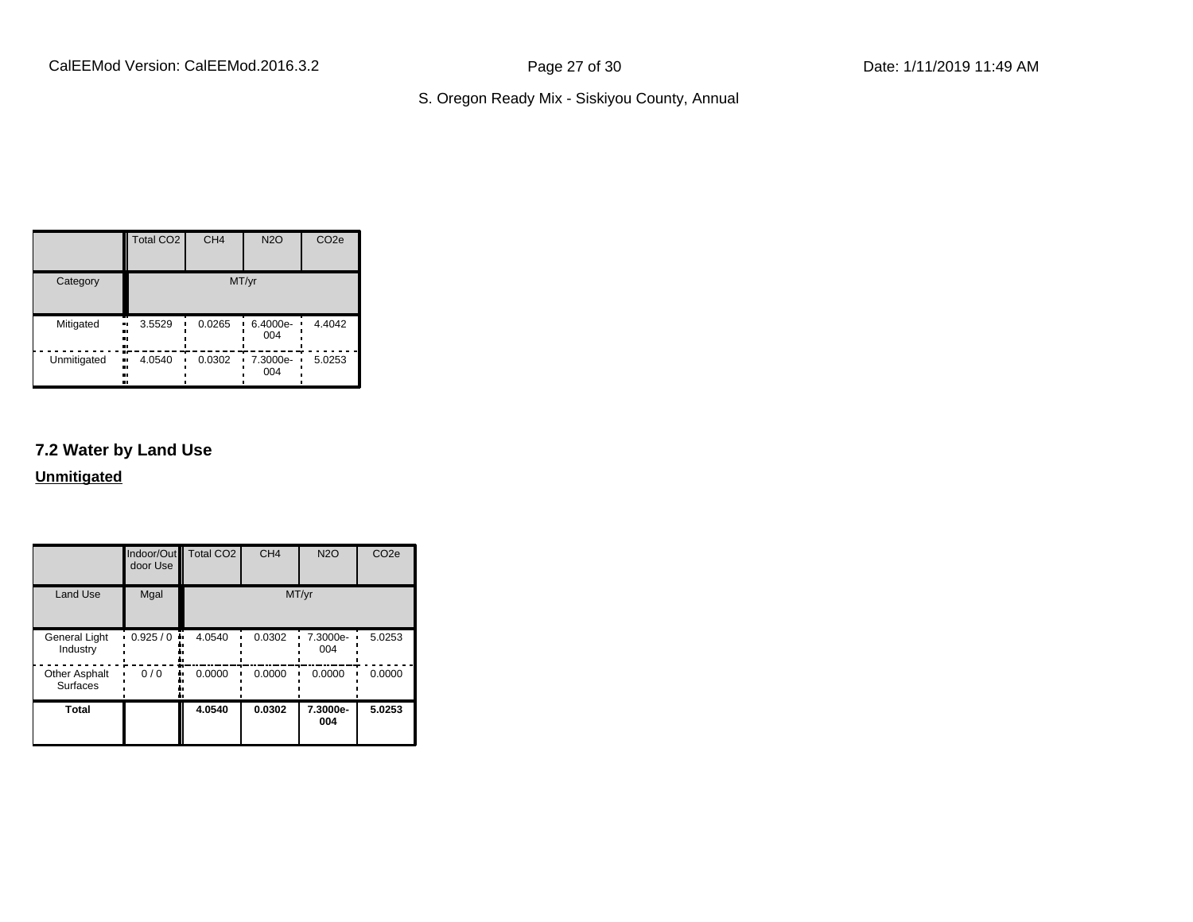| | Total CO2 | CH4 | N2O | CO2e |
|---|---|---|---|---|
| Category | MT/yr | | | |
| Mitigated | 3.5529 | 0.0265 | 6.4000e-004 | 4.4042 |
| Unmitigated | 4.0540 | 0.0302 | 7.3000e-004 | 5.0253 |

## 7.2 Water by Land Use

**Unmitigated**

| | Indoor/Outdoor Use | Total CO2 | CH4 | N2O | CO2e |
|---|---|---|---|---|---|
| Land Use | Mgal | MT/yr | | | |
| General Light Industry | 0.925 / 0 | 4.0540 | 0.0302 | 7.3000e-004 | 5.0253 |
| Other Asphalt Surfaces | 0 / 0 | 0.0000 | 0.0000 | 0.0000 | 0.0000 |
| **Total** | | **4.0540** | **0.0302** | **7.3000e-004** | **5.0253** |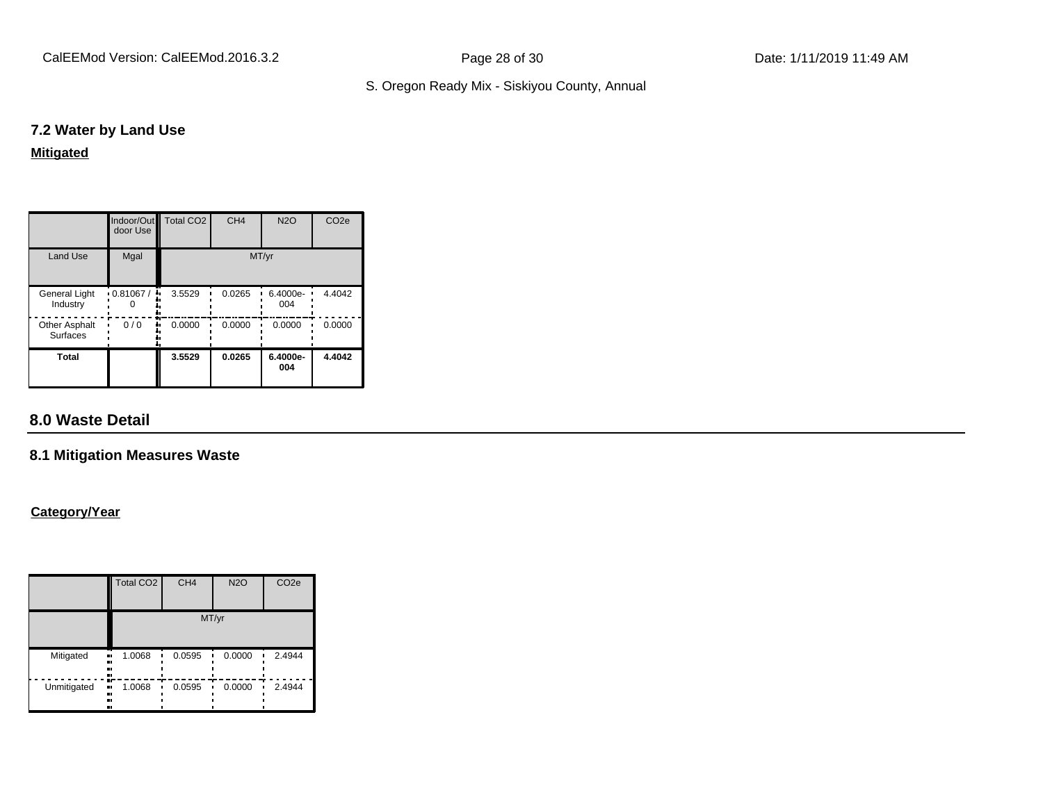### 7.2 Water by Land Use

**Mitigated**

| | Indoor/Outdoor Use | Total CO2 | CH4 | N2O | CO2e |
|---|---|---|---|---|---|
| Land Use | Mgal | MT/yr | | | |
| General Light Industry | 0.81067 / 0 | 3.5529 | 0.0265 | 6.4000e-004 | 4.4042 |
| Other Asphalt Surfaces | 0 / 0 | 0.0000 | 0.0000 | 0.0000 | 0.0000 |
| **Total** | | **3.5529** | **0.0265** | **6.4000e-004** | **4.4042** |

## 8.0 Waste Detail

### 8.1 Mitigation Measures Waste

**Category/Year**

| | Total CO2 | CH4 | N2O | CO2e |
|---|---|---|---|---|
| | MT/yr | | | |
| Mitigated | 1.0068 | 0.0595 | 0.0000 | 2.4944 |
| Unmitigated | 1.0068 | 0.0595 | 0.0000 | 2.4944 |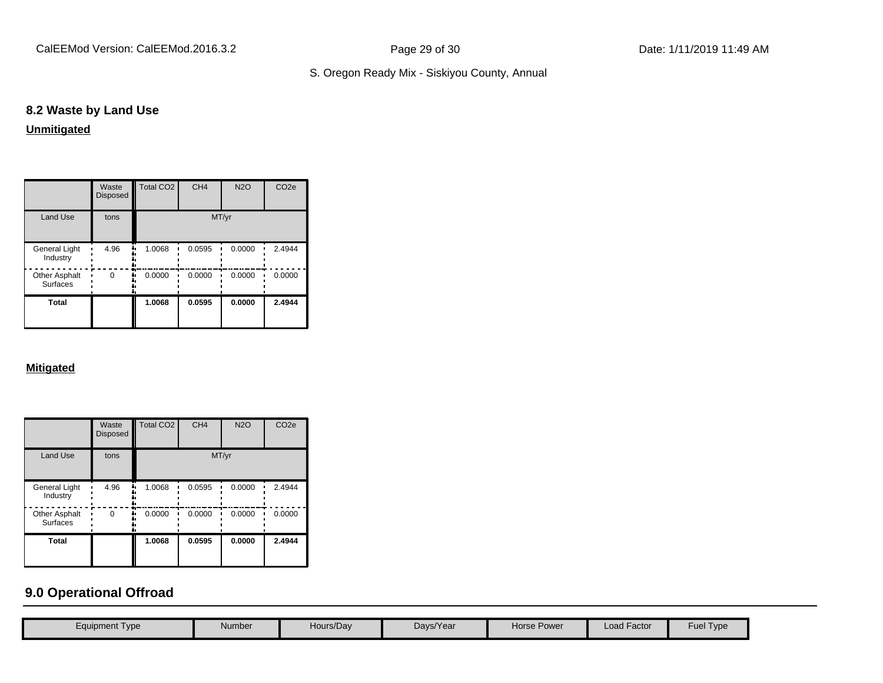## 8.2 Waste by Land Use

**Unmitigated**

| | Waste Disposed | Total CO2 | CH4 | N2O | CO2e |
|---|---|---|---|---|---|
| Land Use | tons | MT/yr | | | |
| General Light Industry | 4.96 | 1.0068 | 0.0595 | 0.0000 | 2.4944 |
| Other Asphalt Surfaces | 0 | 0.0000 | 0.0000 | 0.0000 | 0.0000 |
| **Total** | | **1.0068** | **0.0595** | **0.0000** | **2.4944** |

**Mitigated**

| | Waste Disposed | Total CO2 | CH4 | N2O | CO2e |
|---|---|---|---|---|---|
| Land Use | tons | MT/yr | | | |
| General Light Industry | 4.96 | 1.0068 | 0.0595 | 0.0000 | 2.4944 |
| Other Asphalt Surfaces | 0 | 0.0000 | 0.0000 | 0.0000 | 0.0000 |
| **Total** | | **1.0068** | **0.0595** | **0.0000** | **2.4944** |

# 9.0 Operational Offroad

| Equipment Type | Number | Hours/Day | Days/Year | Horse Power | Load Factor | Fuel Type |
|---|---|---|---|---|---|---|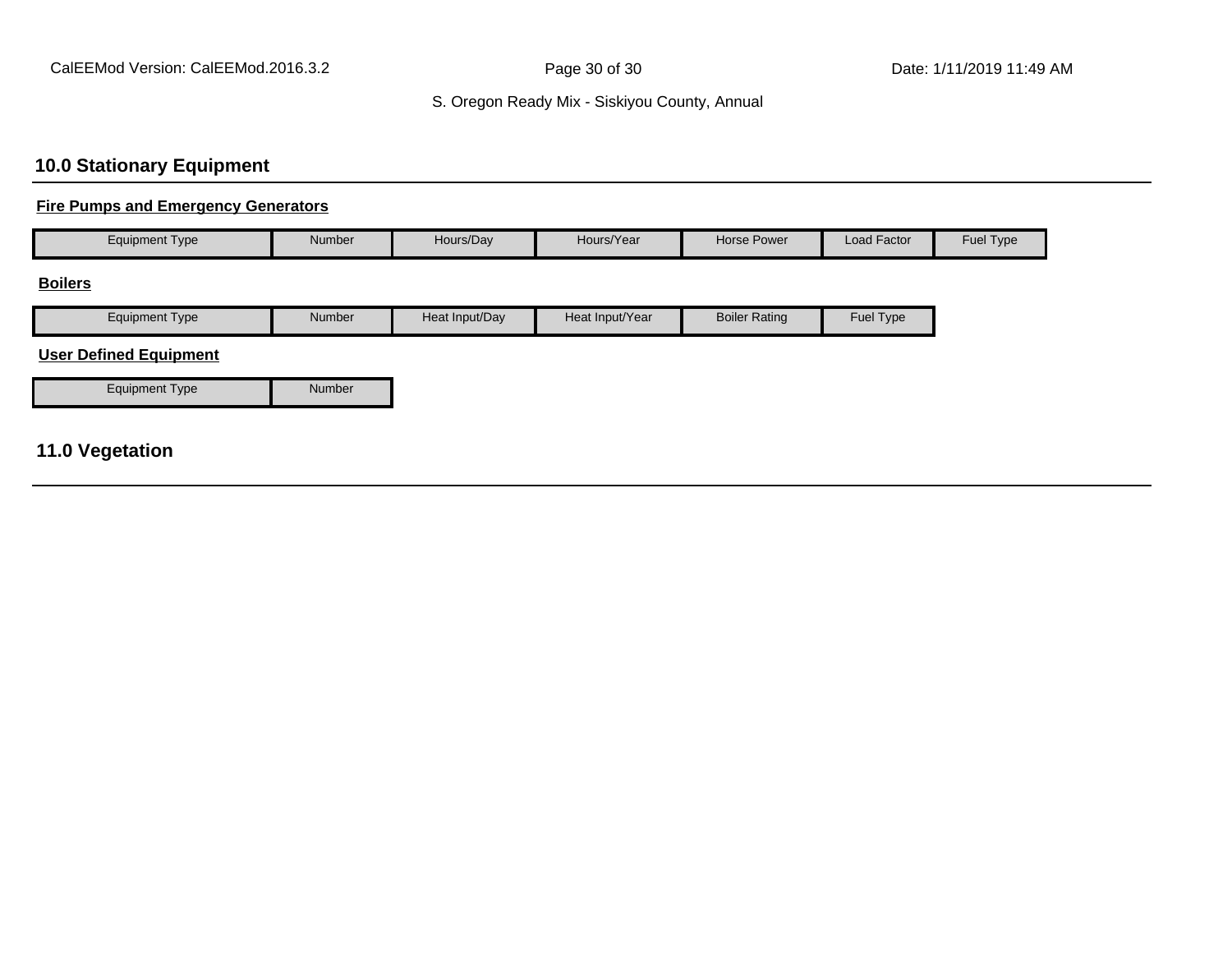## 10.0 Stationary Equipment

**Fire Pumps and Emergency Generators**

| Equipment Type | Number | Hours/Day | Hours/Year | Horse Power | Load Factor | Fuel Type |
|---|---|---|---|---|---|---|

**Boilers**

| Equipment Type | Number | Heat Input/Day | Heat Input/Year | Boiler Rating | Fuel Type |
|---|---|---|---|---|---|

**User Defined Equipment**

| Equipment Type | Number |
|---|---|

## 11.0 Vegetation